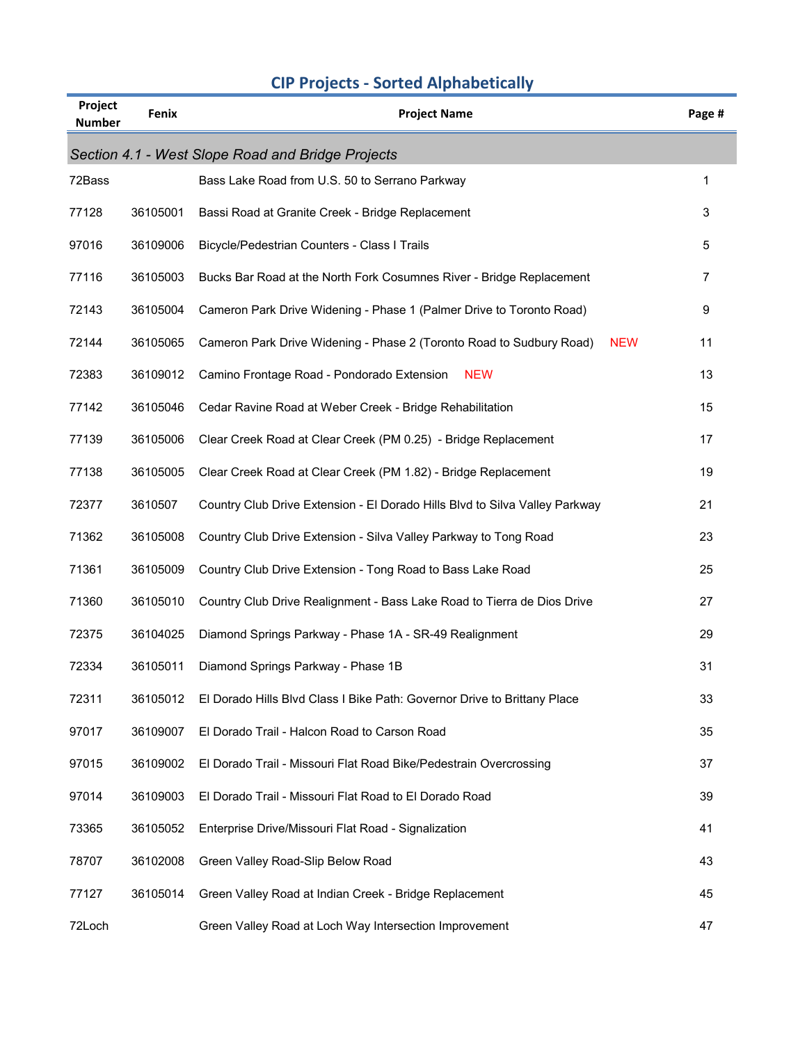# CIP Projects - Sorted Alphabetically

| Project Number | Fenix | Project Name | Page # |
|---|---|---|---|
| *Section 4.1 - West Slope Road and Bridge Projects* | | | |
| 72Bass | | Bass Lake Road from U.S. 50 to Serrano Parkway | 1 |
| 77128 | 36105001 | Bassi Road at Granite Creek - Bridge Replacement | 3 |
| 97016 | 36109006 | Bicycle/Pedestrian Counters - Class I Trails | 5 |
| 77116 | 36105003 | Bucks Bar Road at the North Fork Cosumnes River - Bridge Replacement | 7 |
| 72143 | 36105004 | Cameron Park Drive Widening - Phase 1 (Palmer Drive to Toronto Road) | 9 |
| 72144 | 36105065 | Cameron Park Drive Widening - Phase 2 (Toronto Road to Sudbury Road) NEW | 11 |
| 72383 | 36109012 | Camino Frontage Road - Pondorado Extension NEW | 13 |
| 77142 | 36105046 | Cedar Ravine Road at Weber Creek - Bridge Rehabilitation | 15 |
| 77139 | 36105006 | Clear Creek Road at Clear Creek (PM 0.25) - Bridge Replacement | 17 |
| 77138 | 36105005 | Clear Creek Road at Clear Creek (PM 1.82) - Bridge Replacement | 19 |
| 72377 | 3610507 | Country Club Drive Extension - El Dorado Hills Blvd to Silva Valley Parkway | 21 |
| 71362 | 36105008 | Country Club Drive Extension - Silva Valley Parkway to Tong Road | 23 |
| 71361 | 36105009 | Country Club Drive Extension - Tong Road to Bass Lake Road | 25 |
| 71360 | 36105010 | Country Club Drive Realignment - Bass Lake Road to Tierra de Dios Drive | 27 |
| 72375 | 36104025 | Diamond Springs Parkway - Phase 1A - SR-49 Realignment | 29 |
| 72334 | 36105011 | Diamond Springs Parkway - Phase 1B | 31 |
| 72311 | 36105012 | El Dorado Hills Blvd Class I Bike Path: Governor Drive to Brittany Place | 33 |
| 97017 | 36109007 | El Dorado Trail - Halcon Road to Carson Road | 35 |
| 97015 | 36109002 | El Dorado Trail - Missouri Flat Road Bike/Pedestrain Overcrossing | 37 |
| 97014 | 36109003 | El Dorado Trail - Missouri Flat Road to El Dorado Road | 39 |
| 73365 | 36105052 | Enterprise Drive/Missouri Flat Road - Signalization | 41 |
| 78707 | 36102008 | Green Valley Road-Slip Below Road | 43 |
| 77127 | 36105014 | Green Valley Road at Indian Creek - Bridge Replacement | 45 |
| 72Loch | | Green Valley Road at Loch Way Intersection Improvement | 47 |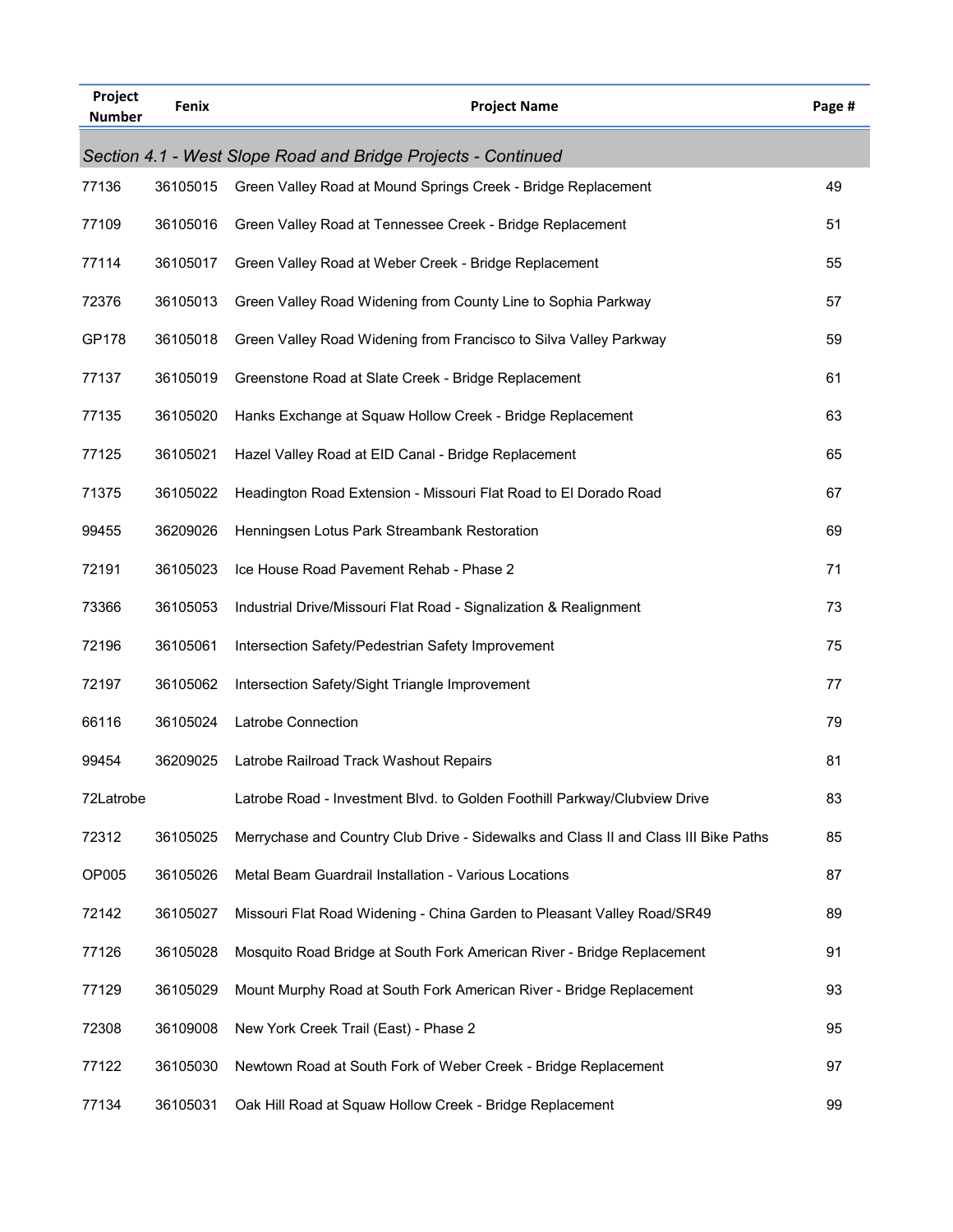| Project Number | Fenix | Project Name | Page # |
|---|---|---|---|
| *Section 4.1 - West Slope Road and Bridge Projects - Continued* | | | |
| 77136 | 36105015 | Green Valley Road at Mound Springs Creek - Bridge Replacement | 49 |
| 77109 | 36105016 | Green Valley Road at Tennessee Creek - Bridge Replacement | 51 |
| 77114 | 36105017 | Green Valley Road at Weber Creek - Bridge Replacement | 55 |
| 72376 | 36105013 | Green Valley Road Widening from County Line to Sophia Parkway | 57 |
| GP178 | 36105018 | Green Valley Road Widening from Francisco to Silva Valley Parkway | 59 |
| 77137 | 36105019 | Greenstone Road at Slate Creek - Bridge Replacement | 61 |
| 77135 | 36105020 | Hanks Exchange at Squaw Hollow Creek - Bridge Replacement | 63 |
| 77125 | 36105021 | Hazel Valley Road at EID Canal - Bridge Replacement | 65 |
| 71375 | 36105022 | Headington Road Extension - Missouri Flat Road to El Dorado Road | 67 |
| 99455 | 36209026 | Henningsen Lotus Park Streambank Restoration | 69 |
| 72191 | 36105023 | Ice House Road Pavement Rehab - Phase 2 | 71 |
| 73366 | 36105053 | Industrial Drive/Missouri Flat Road - Signalization & Realignment | 73 |
| 72196 | 36105061 | Intersection Safety/Pedestrian Safety Improvement | 75 |
| 72197 | 36105062 | Intersection Safety/Sight Triangle Improvement | 77 |
| 66116 | 36105024 | Latrobe Connection | 79 |
| 99454 | 36209025 | Latrobe Railroad Track Washout Repairs | 81 |
| 72Latrobe | | Latrobe Road - Investment Blvd. to Golden Foothill Parkway/Clubview Drive | 83 |
| 72312 | 36105025 | Merrychase and Country Club Drive - Sidewalks and Class II and Class III Bike Paths | 85 |
| OP005 | 36105026 | Metal Beam Guardrail Installation - Various Locations | 87 |
| 72142 | 36105027 | Missouri Flat Road Widening - China Garden to Pleasant Valley Road/SR49 | 89 |
| 77126 | 36105028 | Mosquito Road Bridge at South Fork American River - Bridge Replacement | 91 |
| 77129 | 36105029 | Mount Murphy Road at South Fork American River - Bridge Replacement | 93 |
| 72308 | 36109008 | New York Creek Trail (East) - Phase 2 | 95 |
| 77122 | 36105030 | Newtown Road at South Fork of Weber Creek - Bridge Replacement | 97 |
| 77134 | 36105031 | Oak Hill Road at Squaw Hollow Creek - Bridge Replacement | 99 |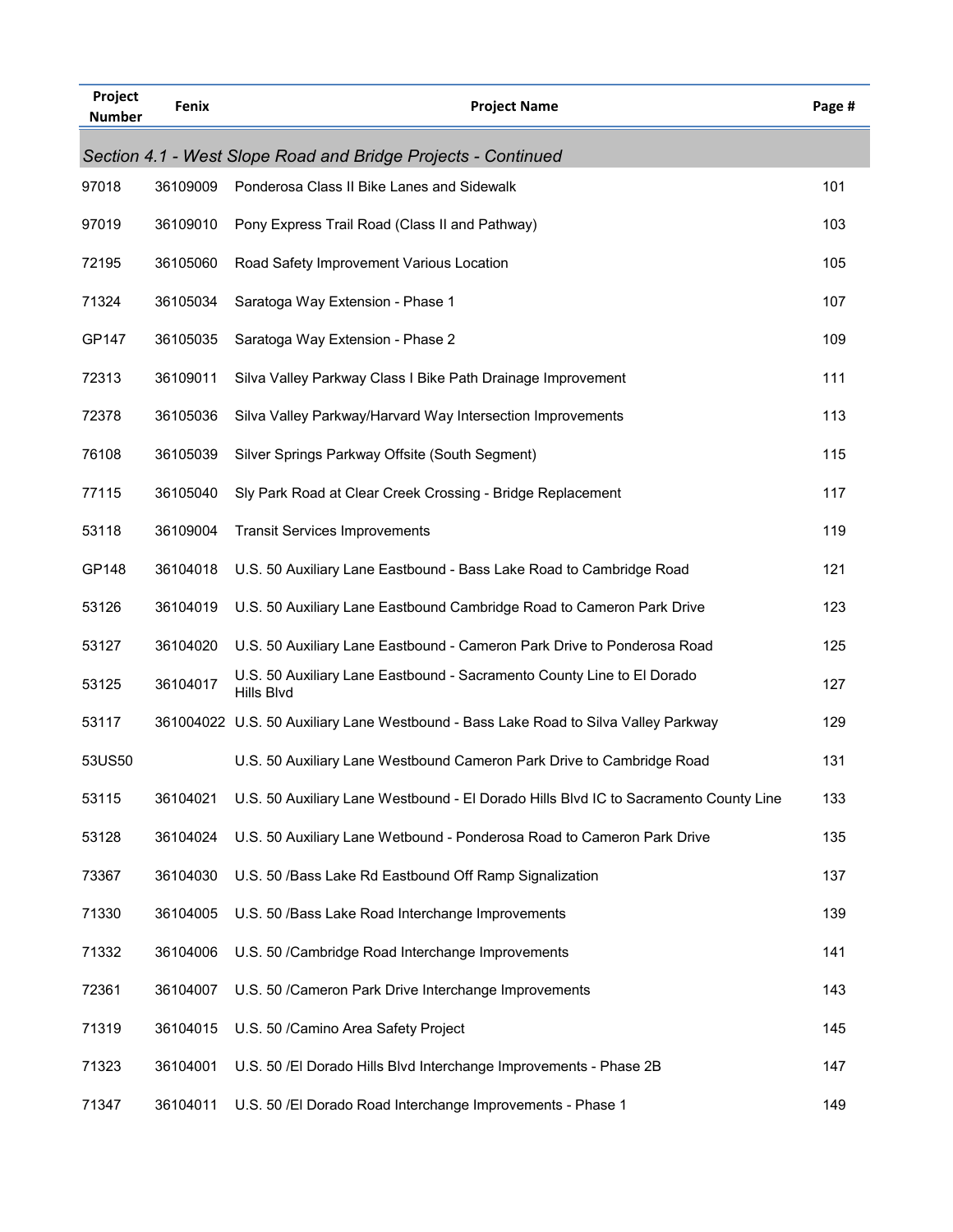| Project Number | Fenix | Project Name | Page # |
|---|---|---|---|
| *Section 4.1 - West Slope Road and Bridge Projects - Continued* | | | |
| 97018 | 36109009 | Ponderosa Class II Bike Lanes and Sidewalk | 101 |
| 97019 | 36109010 | Pony Express Trail Road (Class II and Pathway) | 103 |
| 72195 | 36105060 | Road Safety Improvement Various Location | 105 |
| 71324 | 36105034 | Saratoga Way Extension - Phase 1 | 107 |
| GP147 | 36105035 | Saratoga Way Extension - Phase 2 | 109 |
| 72313 | 36109011 | Silva Valley Parkway Class I Bike Path Drainage Improvement | 111 |
| 72378 | 36105036 | Silva Valley Parkway/Harvard Way Intersection Improvements | 113 |
| 76108 | 36105039 | Silver Springs Parkway Offsite (South Segment) | 115 |
| 77115 | 36105040 | Sly Park Road at Clear Creek Crossing - Bridge Replacement | 117 |
| 53118 | 36109004 | Transit Services Improvements | 119 |
| GP148 | 36104018 | U.S. 50 Auxiliary Lane Eastbound - Bass Lake Road to Cambridge Road | 121 |
| 53126 | 36104019 | U.S. 50 Auxiliary Lane Eastbound Cambridge Road to Cameron Park Drive | 123 |
| 53127 | 36104020 | U.S. 50 Auxiliary Lane Eastbound - Cameron Park Drive to Ponderosa Road | 125 |
| 53125 | 36104017 | U.S. 50 Auxiliary Lane Eastbound - Sacramento County Line to El Dorado Hills Blvd | 127 |
| 53117 | 361004022 | U.S. 50 Auxiliary Lane Westbound - Bass Lake Road to Silva Valley Parkway | 129 |
| 53US50 | | U.S. 50 Auxiliary Lane Westbound Cameron Park Drive to Cambridge Road | 131 |
| 53115 | 36104021 | U.S. 50 Auxiliary Lane Westbound - El Dorado Hills Blvd IC to Sacramento County Line | 133 |
| 53128 | 36104024 | U.S. 50 Auxiliary Lane Wetbound - Ponderosa Road to Cameron Park Drive | 135 |
| 73367 | 36104030 | U.S. 50 /Bass Lake Rd Eastbound Off Ramp Signalization | 137 |
| 71330 | 36104005 | U.S. 50 /Bass Lake Road Interchange Improvements | 139 |
| 71332 | 36104006 | U.S. 50 /Cambridge Road Interchange Improvements | 141 |
| 72361 | 36104007 | U.S. 50 /Cameron Park Drive Interchange Improvements | 143 |
| 71319 | 36104015 | U.S. 50 /Camino Area Safety Project | 145 |
| 71323 | 36104001 | U.S. 50 /El Dorado Hills Blvd Interchange Improvements - Phase 2B | 147 |
| 71347 | 36104011 | U.S. 50 /El Dorado Road Interchange Improvements - Phase 1 | 149 |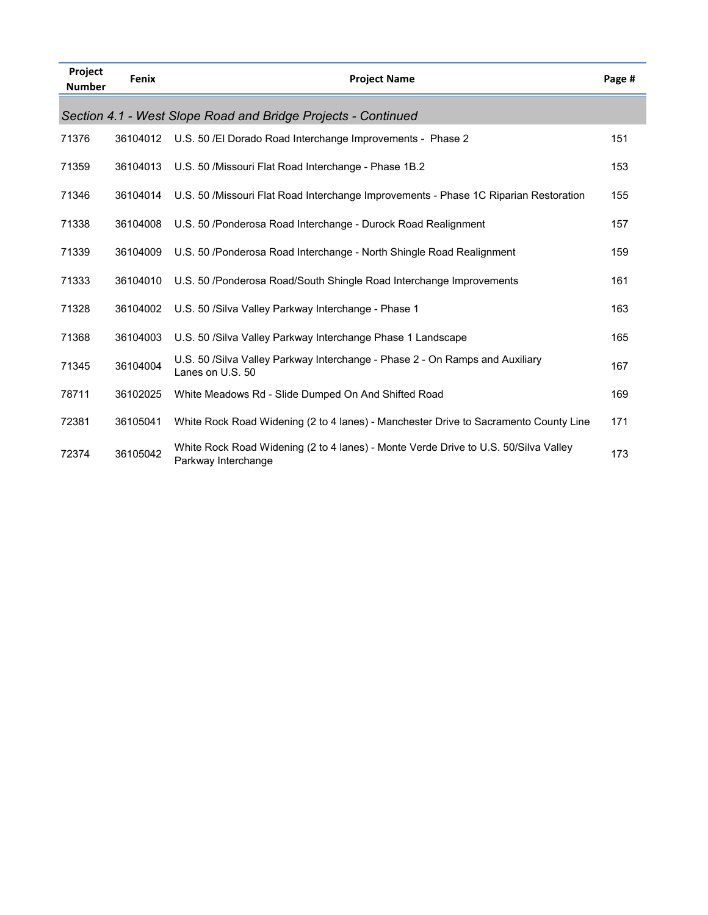| Project Number | Fenix | Project Name | Page # |
|---|---|---|---|
| *Section 4.1 - West Slope Road and Bridge Projects - Continued* | | | |
| 71376 | 36104012 | U.S. 50 /El Dorado Road Interchange Improvements - Phase 2 | 151 |
| 71359 | 36104013 | U.S. 50 /Missouri Flat Road Interchange - Phase 1B.2 | 153 |
| 71346 | 36104014 | U.S. 50 /Missouri Flat Road Interchange Improvements - Phase 1C Riparian Restoration | 155 |
| 71338 | 36104008 | U.S. 50 /Ponderosa Road Interchange - Durock Road Realignment | 157 |
| 71339 | 36104009 | U.S. 50 /Ponderosa Road Interchange - North Shingle Road Realignment | 159 |
| 71333 | 36104010 | U.S. 50 /Ponderosa Road/South Shingle Road Interchange Improvements | 161 |
| 71328 | 36104002 | U.S. 50 /Silva Valley Parkway Interchange - Phase 1 | 163 |
| 71368 | 36104003 | U.S. 50 /Silva Valley Parkway Interchange Phase 1 Landscape | 165 |
| 71345 | 36104004 | U.S. 50 /Silva Valley Parkway Interchange - Phase 2 - On Ramps and Auxiliary Lanes on U.S. 50 | 167 |
| 78711 | 36102025 | White Meadows Rd - Slide Dumped On And Shifted Road | 169 |
| 72381 | 36105041 | White Rock Road Widening (2 to 4 lanes) - Manchester Drive to Sacramento County Line | 171 |
| 72374 | 36105042 | White Rock Road Widening (2 to 4 lanes) - Monte Verde Drive to U.S. 50/Silva Valley Parkway Interchange | 173 |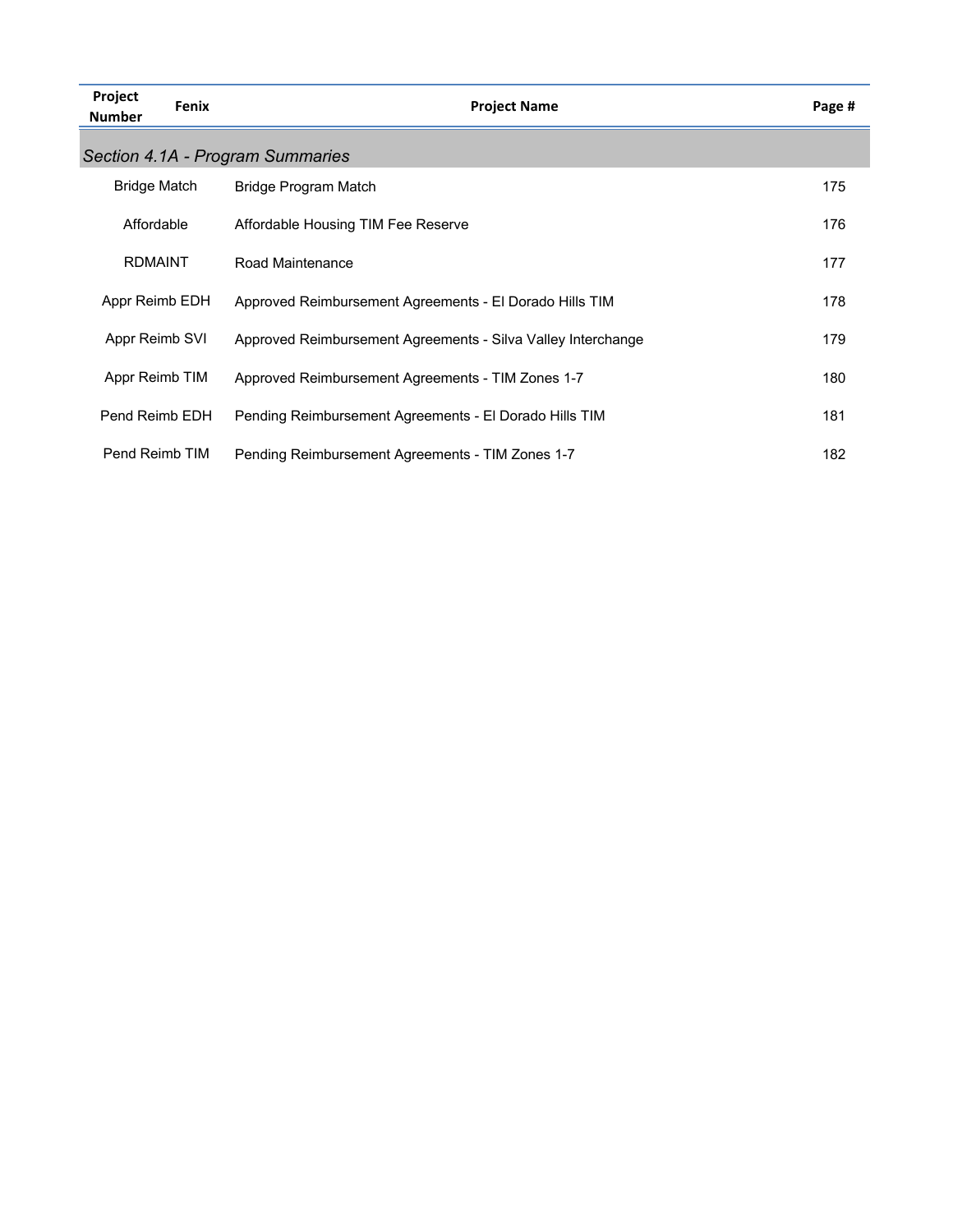| Project Number | Fenix | Project Name | Page # |
| --- | --- | --- | --- |
| *Section 4.1A - Program Summaries* | | | |
| Bridge Match | | Bridge Program Match | 175 |
| Affordable | | Affordable Housing TIM Fee Reserve | 176 |
| RDMAINT | | Road Maintenance | 177 |
| Appr Reimb EDH | | Approved Reimbursement Agreements - El Dorado Hills TIM | 178 |
| Appr Reimb SVI | | Approved Reimbursement Agreements - Silva Valley Interchange | 179 |
| Appr Reimb TIM | | Approved Reimbursement Agreements - TIM Zones 1-7 | 180 |
| Pend Reimb EDH | | Pending Reimbursement Agreements - El Dorado Hills TIM | 181 |
| Pend Reimb TIM | | Pending Reimbursement Agreements - TIM Zones 1-7 | 182 |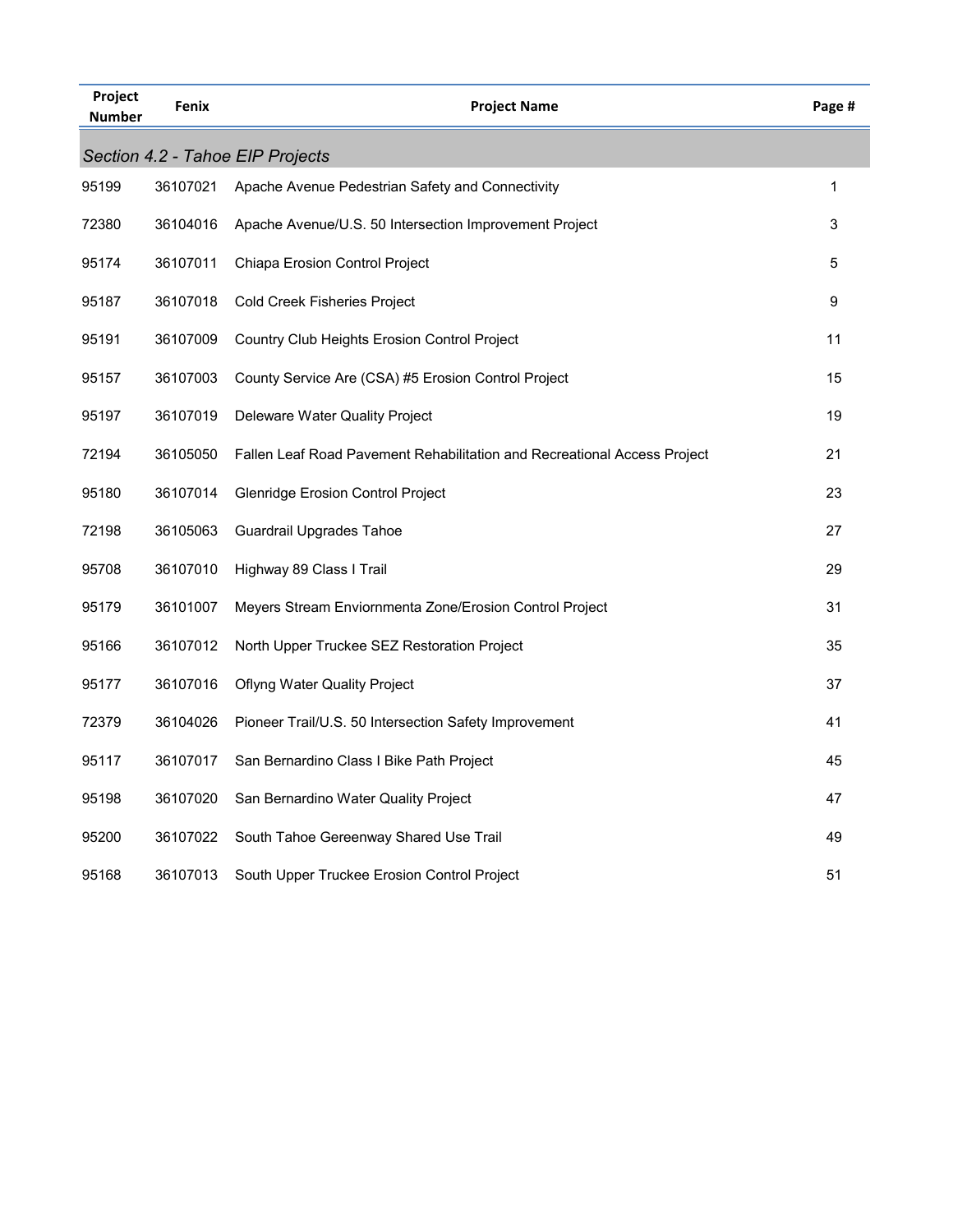| Project Number | Fenix | Project Name | Page # |
|---|---|---|---|
| *Section 4.2 - Tahoe EIP Projects* | | | |
| 95199 | 36107021 | Apache Avenue Pedestrian Safety and Connectivity | 1 |
| 72380 | 36104016 | Apache Avenue/U.S. 50 Intersection Improvement Project | 3 |
| 95174 | 36107011 | Chiapa Erosion Control Project | 5 |
| 95187 | 36107018 | Cold Creek Fisheries Project | 9 |
| 95191 | 36107009 | Country Club Heights Erosion Control Project | 11 |
| 95157 | 36107003 | County Service Are (CSA) #5 Erosion Control Project | 15 |
| 95197 | 36107019 | Deleware Water Quality Project | 19 |
| 72194 | 36105050 | Fallen Leaf Road Pavement Rehabilitation and Recreational Access Project | 21 |
| 95180 | 36107014 | Glenridge Erosion Control Project | 23 |
| 72198 | 36105063 | Guardrail Upgrades Tahoe | 27 |
| 95708 | 36107010 | Highway 89 Class I Trail | 29 |
| 95179 | 36101007 | Meyers Stream Enviornmenta Zone/Erosion Control Project | 31 |
| 95166 | 36107012 | North Upper Truckee SEZ Restoration Project | 35 |
| 95177 | 36107016 | Oflyng Water Quality Project | 37 |
| 72379 | 36104026 | Pioneer Trail/U.S. 50 Intersection Safety Improvement | 41 |
| 95117 | 36107017 | San Bernardino Class I Bike Path Project | 45 |
| 95198 | 36107020 | San Bernardino Water Quality Project | 47 |
| 95200 | 36107022 | South Tahoe Gereenway Shared Use Trail | 49 |
| 95168 | 36107013 | South Upper Truckee Erosion Control Project | 51 |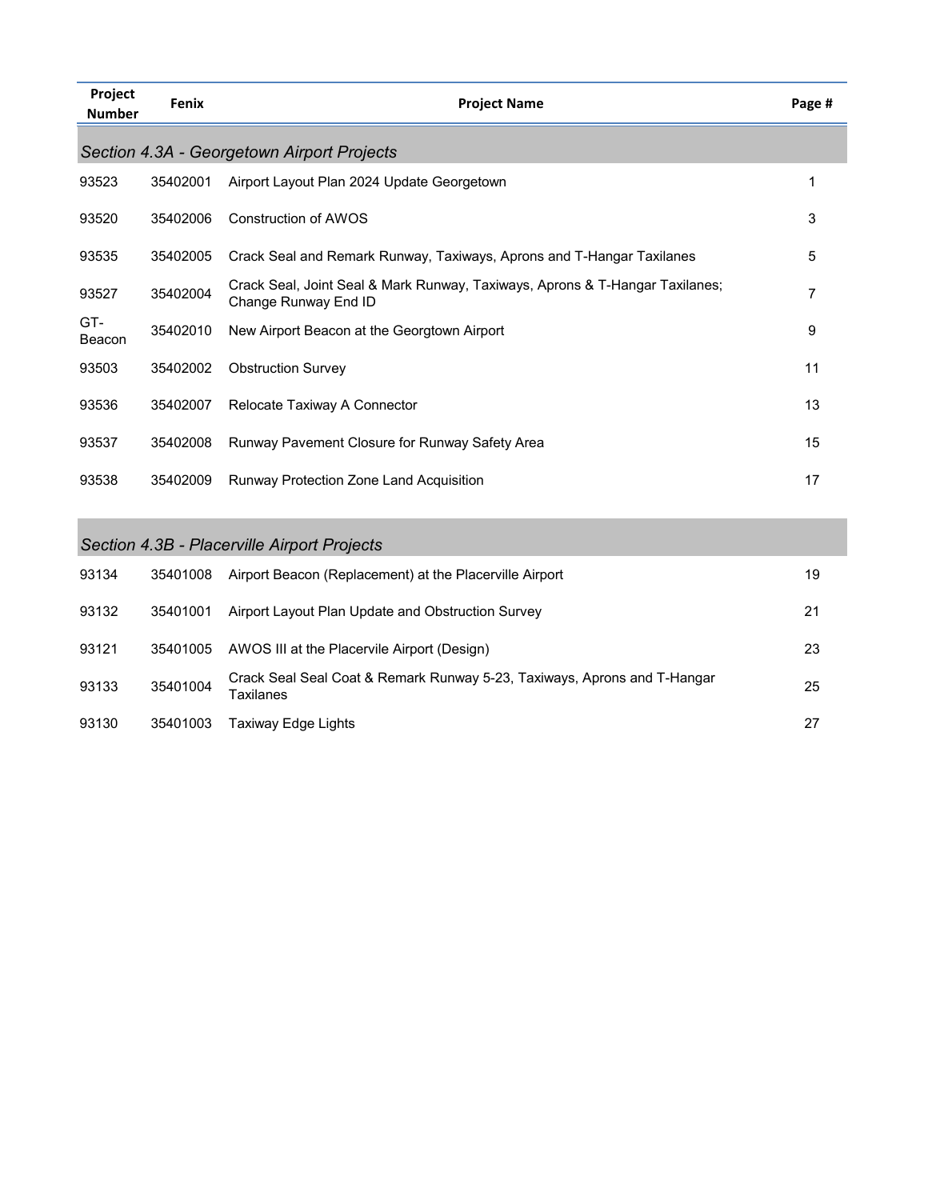| Project Number | Fenix | Project Name | Page # |
|---|---|---|---|
| ***Section 4.3A - Georgetown Airport Projects*** | | | |
| 93523 | 35402001 | Airport Layout Plan 2024 Update Georgetown | 1 |
| 93520 | 35402006 | Construction of AWOS | 3 |
| 93535 | 35402005 | Crack Seal and Remark Runway, Taxiways, Aprons and T-Hangar Taxilanes | 5 |
| 93527 | 35402004 | Crack Seal, Joint Seal & Mark Runway, Taxiways, Aprons & T-Hangar Taxilanes; Change Runway End ID | 7 |
| GT-Beacon | 35402010 | New Airport Beacon at the Georgtown Airport | 9 |
| 93503 | 35402002 | Obstruction Survey | 11 |
| 93536 | 35402007 | Relocate Taxiway A Connector | 13 |
| 93537 | 35402008 | Runway Pavement Closure for Runway Safety Area | 15 |
| 93538 | 35402009 | Runway Protection Zone Land Acquisition | 17 |
| ***Section 4.3B - Placerville Airport Projects*** | | | |
| 93134 | 35401008 | Airport Beacon (Replacement) at the Placerville Airport | 19 |
| 93132 | 35401001 | Airport Layout Plan Update and Obstruction Survey | 21 |
| 93121 | 35401005 | AWOS III at the Placervile Airport (Design) | 23 |
| 93133 | 35401004 | Crack Seal Seal Coat & Remark Runway 5-23, Taxiways, Aprons and T-Hangar Taxilanes | 25 |
| 93130 | 35401003 | Taxiway Edge Lights | 27 |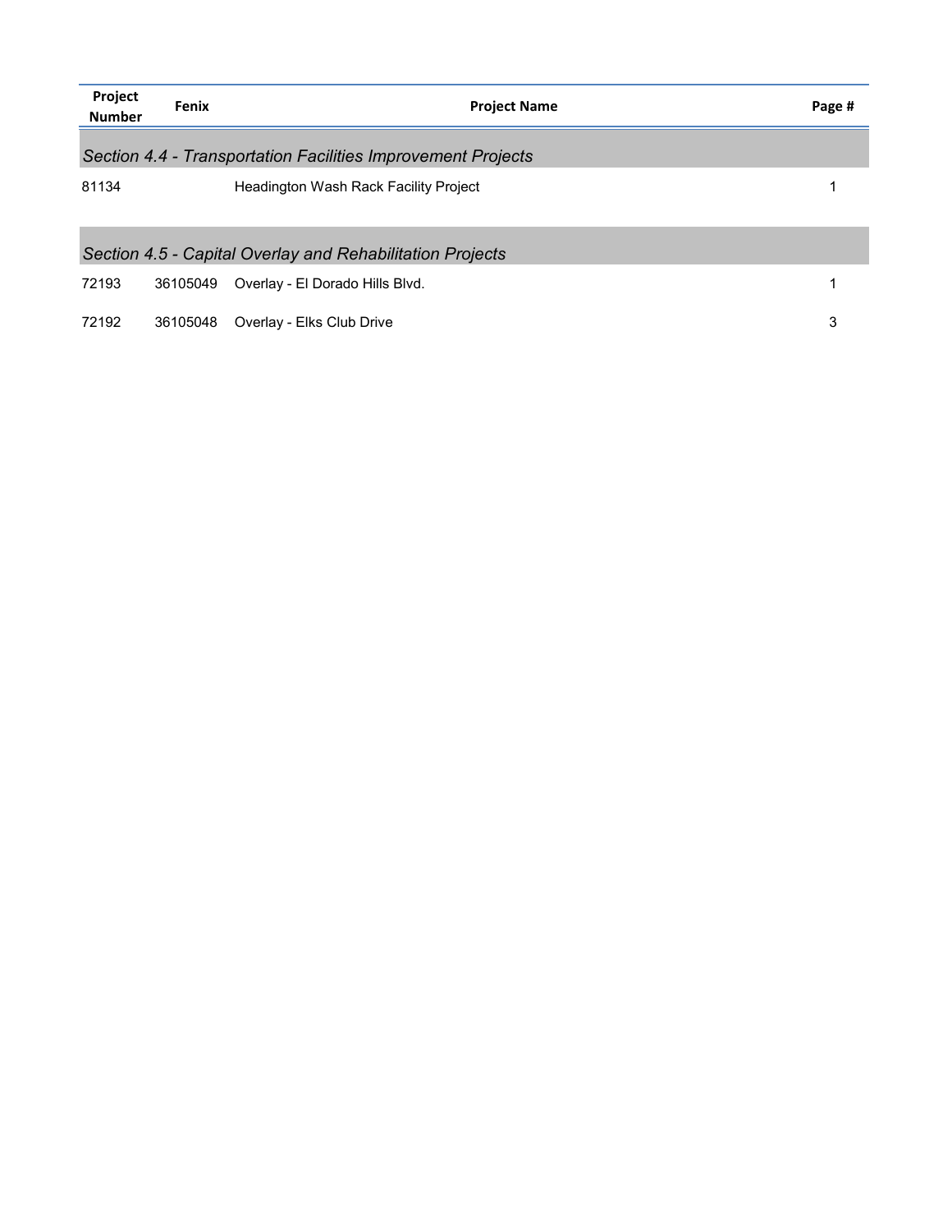| Project Number | Fenix | Project Name | Page # |
|---|---|---|---|
| *Section 4.4 - Transportation Facilities Improvement Projects* | | | |
| 81134 | | Headington Wash Rack Facility Project | 1 |
| *Section 4.5 - Capital Overlay and Rehabilitation Projects* | | | |
| 72193 | 36105049 | Overlay - El Dorado Hills Blvd. | 1 |
| 72192 | 36105048 | Overlay - Elks Club Drive | 3 |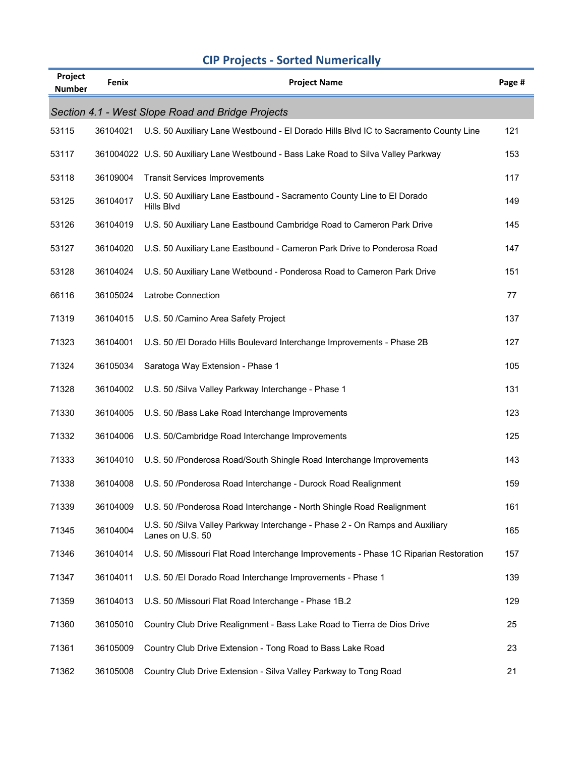## CIP Projects - Sorted Numerically

| Project Number | Fenix | Project Name | Page # |
|---|---|---|---|
| *Section 4.1 - West Slope Road and Bridge Projects* | | | |
| 53115 | 36104021 | U.S. 50 Auxiliary Lane Westbound - El Dorado Hills Blvd IC to Sacramento County Line | 121 |
| 53117 | 361004022 | U.S. 50 Auxiliary Lane Westbound - Bass Lake Road to Silva Valley Parkway | 153 |
| 53118 | 36109004 | Transit Services Improvements | 117 |
| 53125 | 36104017 | U.S. 50 Auxiliary Lane Eastbound - Sacramento County Line to El Dorado Hills Blvd | 149 |
| 53126 | 36104019 | U.S. 50 Auxiliary Lane Eastbound Cambridge Road to Cameron Park Drive | 145 |
| 53127 | 36104020 | U.S. 50 Auxiliary Lane Eastbound - Cameron Park Drive to Ponderosa Road | 147 |
| 53128 | 36104024 | U.S. 50 Auxiliary Lane Wetbound - Ponderosa Road to Cameron Park Drive | 151 |
| 66116 | 36105024 | Latrobe Connection | 77 |
| 71319 | 36104015 | U.S. 50 /Camino Area Safety Project | 137 |
| 71323 | 36104001 | U.S. 50 /El Dorado Hills Boulevard Interchange Improvements - Phase 2B | 127 |
| 71324 | 36105034 | Saratoga Way Extension - Phase 1 | 105 |
| 71328 | 36104002 | U.S. 50 /Silva Valley Parkway Interchange - Phase 1 | 131 |
| 71330 | 36104005 | U.S. 50 /Bass Lake Road Interchange Improvements | 123 |
| 71332 | 36104006 | U.S. 50/Cambridge Road Interchange Improvements | 125 |
| 71333 | 36104010 | U.S. 50 /Ponderosa Road/South Shingle Road Interchange Improvements | 143 |
| 71338 | 36104008 | U.S. 50 /Ponderosa Road Interchange - Durock Road Realignment | 159 |
| 71339 | 36104009 | U.S. 50 /Ponderosa Road Interchange - North Shingle Road Realignment | 161 |
| 71345 | 36104004 | U.S. 50 /Silva Valley Parkway Interchange - Phase 2 - On Ramps and Auxiliary Lanes on U.S. 50 | 165 |
| 71346 | 36104014 | U.S. 50 /Missouri Flat Road Interchange Improvements - Phase 1C Riparian Restoration | 157 |
| 71347 | 36104011 | U.S. 50 /El Dorado Road Interchange Improvements - Phase 1 | 139 |
| 71359 | 36104013 | U.S. 50 /Missouri Flat Road Interchange - Phase 1B.2 | 129 |
| 71360 | 36105010 | Country Club Drive Realignment - Bass Lake Road to Tierra de Dios Drive | 25 |
| 71361 | 36105009 | Country Club Drive Extension - Tong Road to Bass Lake Road | 23 |
| 71362 | 36105008 | Country Club Drive Extension - Silva Valley Parkway to Tong Road | 21 |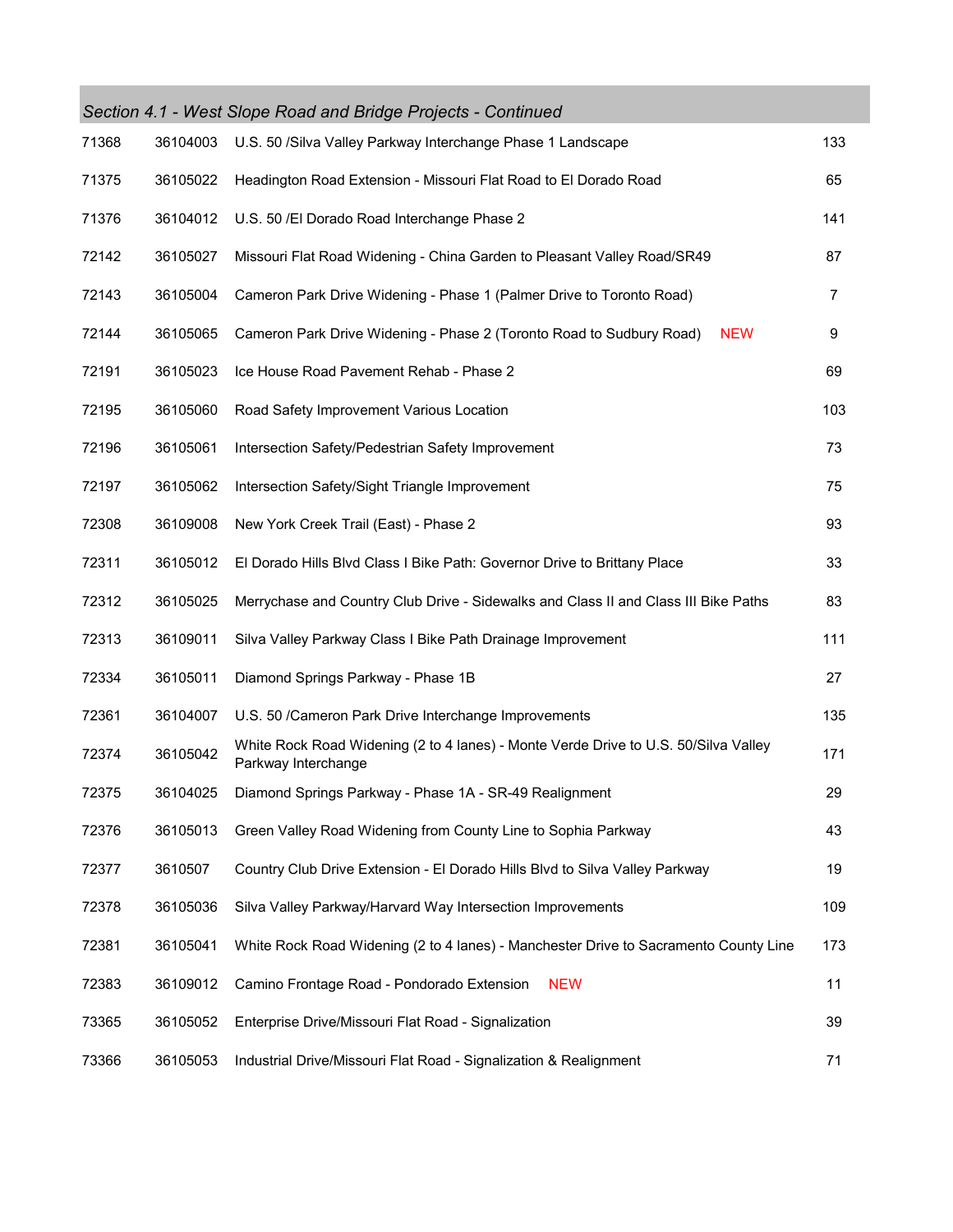## *Section 4.1 - West Slope Road and Bridge Projects - Continued*

| | | | |
|---|---|---|---|
| 71368 | 36104003 | U.S. 50 /Silva Valley Parkway Interchange Phase 1 Landscape | 133 |
| 71375 | 36105022 | Headington Road Extension - Missouri Flat Road to El Dorado Road | 65 |
| 71376 | 36104012 | U.S. 50 /El Dorado Road Interchange Phase 2 | 141 |
| 72142 | 36105027 | Missouri Flat Road Widening - China Garden to Pleasant Valley Road/SR49 | 87 |
| 72143 | 36105004 | Cameron Park Drive Widening - Phase 1 (Palmer Drive to Toronto Road) | 7 |
| 72144 | 36105065 | Cameron Park Drive Widening - Phase 2 (Toronto Road to Sudbury Road) NEW | 9 |
| 72191 | 36105023 | Ice House Road Pavement Rehab - Phase 2 | 69 |
| 72195 | 36105060 | Road Safety Improvement Various Location | 103 |
| 72196 | 36105061 | Intersection Safety/Pedestrian Safety Improvement | 73 |
| 72197 | 36105062 | Intersection Safety/Sight Triangle Improvement | 75 |
| 72308 | 36109008 | New York Creek Trail (East) - Phase 2 | 93 |
| 72311 | 36105012 | El Dorado Hills Blvd Class I Bike Path: Governor Drive to Brittany Place | 33 |
| 72312 | 36105025 | Merrychase and Country Club Drive - Sidewalks and Class II and Class III Bike Paths | 83 |
| 72313 | 36109011 | Silva Valley Parkway Class I Bike Path Drainage Improvement | 111 |
| 72334 | 36105011 | Diamond Springs Parkway - Phase 1B | 27 |
| 72361 | 36104007 | U.S. 50 /Cameron Park Drive Interchange Improvements | 135 |
| 72374 | 36105042 | White Rock Road Widening (2 to 4 lanes) - Monte Verde Drive to U.S. 50/Silva Valley Parkway Interchange | 171 |
| 72375 | 36104025 | Diamond Springs Parkway - Phase 1A - SR-49 Realignment | 29 |
| 72376 | 36105013 | Green Valley Road Widening from County Line to Sophia Parkway | 43 |
| 72377 | 3610507 | Country Club Drive Extension - El Dorado Hills Blvd to Silva Valley Parkway | 19 |
| 72378 | 36105036 | Silva Valley Parkway/Harvard Way Intersection Improvements | 109 |
| 72381 | 36105041 | White Rock Road Widening (2 to 4 lanes) - Manchester Drive to Sacramento County Line | 173 |
| 72383 | 36109012 | Camino Frontage Road - Pondorado Extension NEW | 11 |
| 73365 | 36105052 | Enterprise Drive/Missouri Flat Road - Signalization | 39 |
| 73366 | 36105053 | Industrial Drive/Missouri Flat Road - Signalization & Realignment | 71 |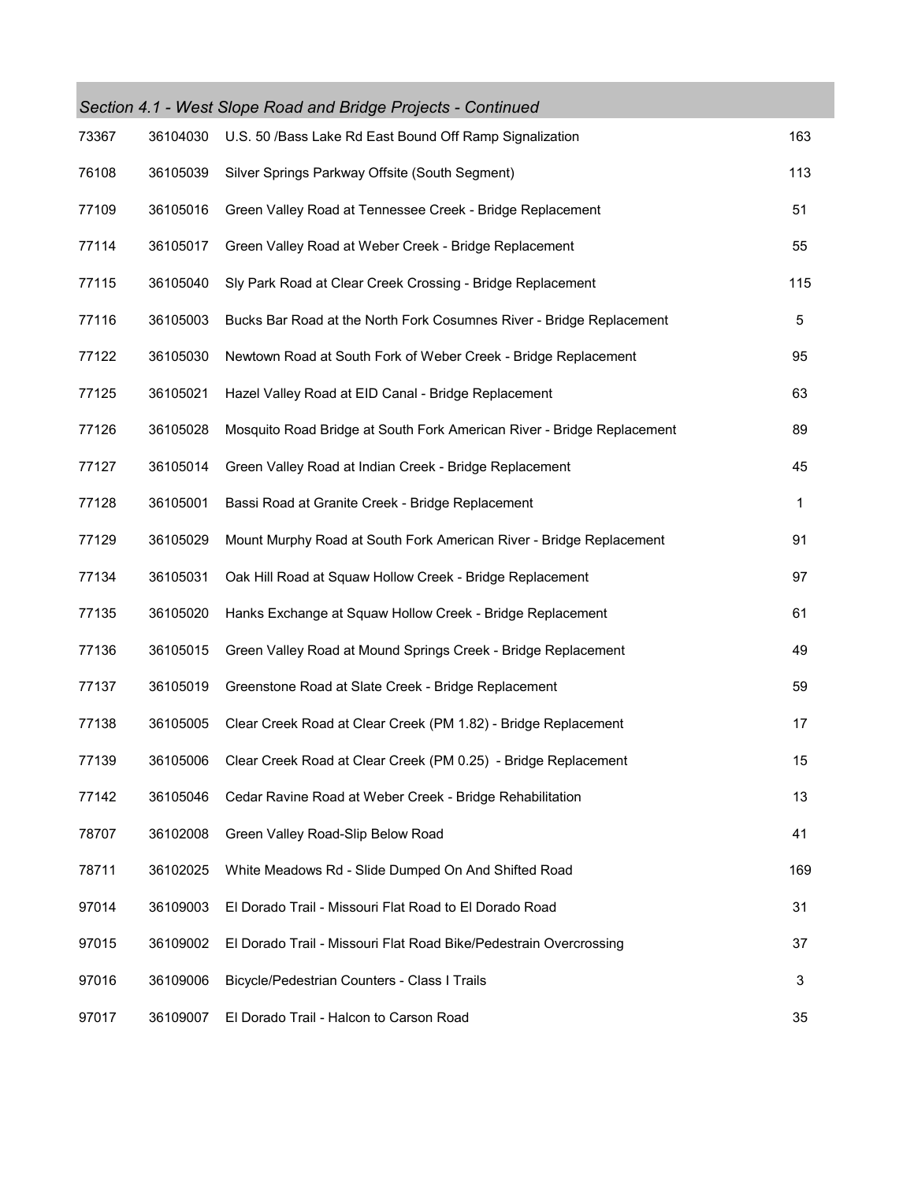## *Section 4.1 - West Slope Road and Bridge Projects - Continued*

| | | | |
|---|---|---|---|
| 73367 | 36104030 | U.S. 50 /Bass Lake Rd East Bound Off Ramp Signalization | 163 |
| 76108 | 36105039 | Silver Springs Parkway Offsite (South Segment) | 113 |
| 77109 | 36105016 | Green Valley Road at Tennessee Creek - Bridge Replacement | 51 |
| 77114 | 36105017 | Green Valley Road at Weber Creek - Bridge Replacement | 55 |
| 77115 | 36105040 | Sly Park Road at Clear Creek Crossing - Bridge Replacement | 115 |
| 77116 | 36105003 | Bucks Bar Road at the North Fork Cosumnes River - Bridge Replacement | 5 |
| 77122 | 36105030 | Newtown Road at South Fork of Weber Creek - Bridge Replacement | 95 |
| 77125 | 36105021 | Hazel Valley Road at EID Canal - Bridge Replacement | 63 |
| 77126 | 36105028 | Mosquito Road Bridge at South Fork American River - Bridge Replacement | 89 |
| 77127 | 36105014 | Green Valley Road at Indian Creek - Bridge Replacement | 45 |
| 77128 | 36105001 | Bassi Road at Granite Creek - Bridge Replacement | 1 |
| 77129 | 36105029 | Mount Murphy Road at South Fork American River - Bridge Replacement | 91 |
| 77134 | 36105031 | Oak Hill Road at Squaw Hollow Creek - Bridge Replacement | 97 |
| 77135 | 36105020 | Hanks Exchange at Squaw Hollow Creek - Bridge Replacement | 61 |
| 77136 | 36105015 | Green Valley Road at Mound Springs Creek - Bridge Replacement | 49 |
| 77137 | 36105019 | Greenstone Road at Slate Creek - Bridge Replacement | 59 |
| 77138 | 36105005 | Clear Creek Road at Clear Creek (PM 1.82) - Bridge Replacement | 17 |
| 77139 | 36105006 | Clear Creek Road at Clear Creek (PM 0.25) - Bridge Replacement | 15 |
| 77142 | 36105046 | Cedar Ravine Road at Weber Creek - Bridge Rehabilitation | 13 |
| 78707 | 36102008 | Green Valley Road-Slip Below Road | 41 |
| 78711 | 36102025 | White Meadows Rd - Slide Dumped On And Shifted Road | 169 |
| 97014 | 36109003 | El Dorado Trail - Missouri Flat Road to El Dorado Road | 31 |
| 97015 | 36109002 | El Dorado Trail - Missouri Flat Road Bike/Pedestrain Overcrossing | 37 |
| 97016 | 36109006 | Bicycle/Pedestrian Counters - Class I Trails | 3 |
| 97017 | 36109007 | El Dorado Trail - Halcon to Carson Road | 35 |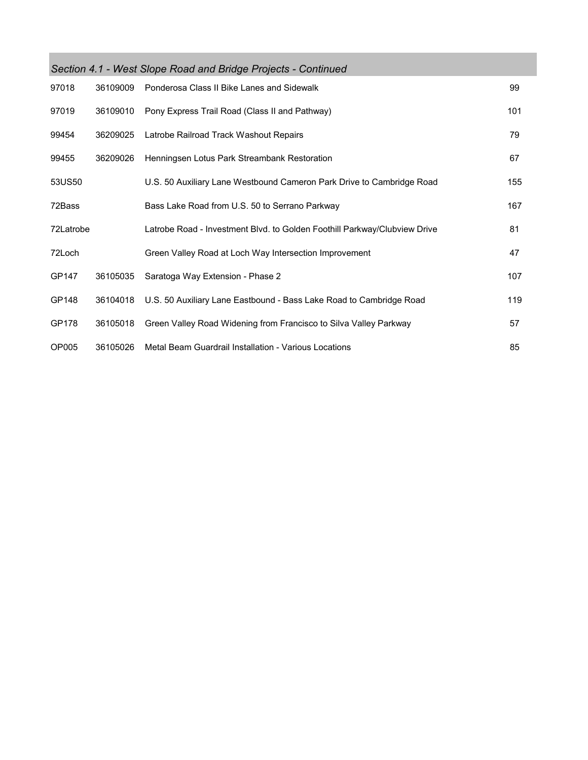### *Section 4.1 - West Slope Road and Bridge Projects - Continued*

| | | | |
|---|---|---|---|
| 97018 | 36109009 | Ponderosa Class II Bike Lanes and Sidewalk | 99 |
| 97019 | 36109010 | Pony Express Trail Road (Class II and Pathway) | 101 |
| 99454 | 36209025 | Latrobe Railroad Track Washout Repairs | 79 |
| 99455 | 36209026 | Henningsen Lotus Park Streambank Restoration | 67 |
| 53US50 | | U.S. 50 Auxiliary Lane Westbound Cameron Park Drive to Cambridge Road | 155 |
| 72Bass | | Bass Lake Road from U.S. 50 to Serrano Parkway | 167 |
| 72Latrobe | | Latrobe Road - Investment Blvd. to Golden Foothill Parkway/Clubview Drive | 81 |
| 72Loch | | Green Valley Road at Loch Way Intersection Improvement | 47 |
| GP147 | 36105035 | Saratoga Way Extension - Phase 2 | 107 |
| GP148 | 36104018 | U.S. 50 Auxiliary Lane Eastbound - Bass Lake Road to Cambridge Road | 119 |
| GP178 | 36105018 | Green Valley Road Widening from Francisco to Silva Valley Parkway | 57 |
| OP005 | 36105026 | Metal Beam Guardrail Installation - Various Locations | 85 |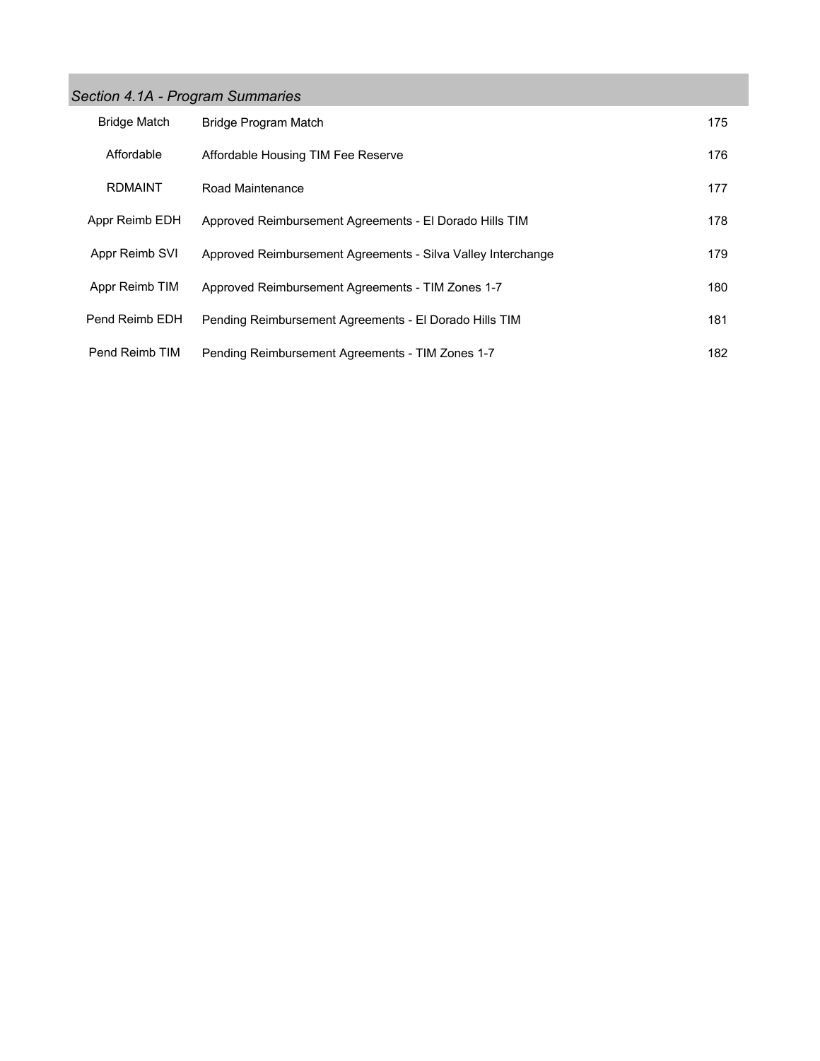## *Section 4.1A - Program Summaries*

| | | |
|---|---|---|
| Bridge Match | Bridge Program Match | 175 |
| Affordable | Affordable Housing TIM Fee Reserve | 176 |
| RDMAINT | Road Maintenance | 177 |
| Appr Reimb EDH | Approved Reimbursement Agreements - El Dorado Hills TIM | 178 |
| Appr Reimb SVI | Approved Reimbursement Agreements - Silva Valley Interchange | 179 |
| Appr Reimb TIM | Approved Reimbursement Agreements - TIM Zones 1-7 | 180 |
| Pend Reimb EDH | Pending Reimbursement Agreements - El Dorado Hills TIM | 181 |
| Pend Reimb TIM | Pending Reimbursement Agreements - TIM Zones 1-7 | 182 |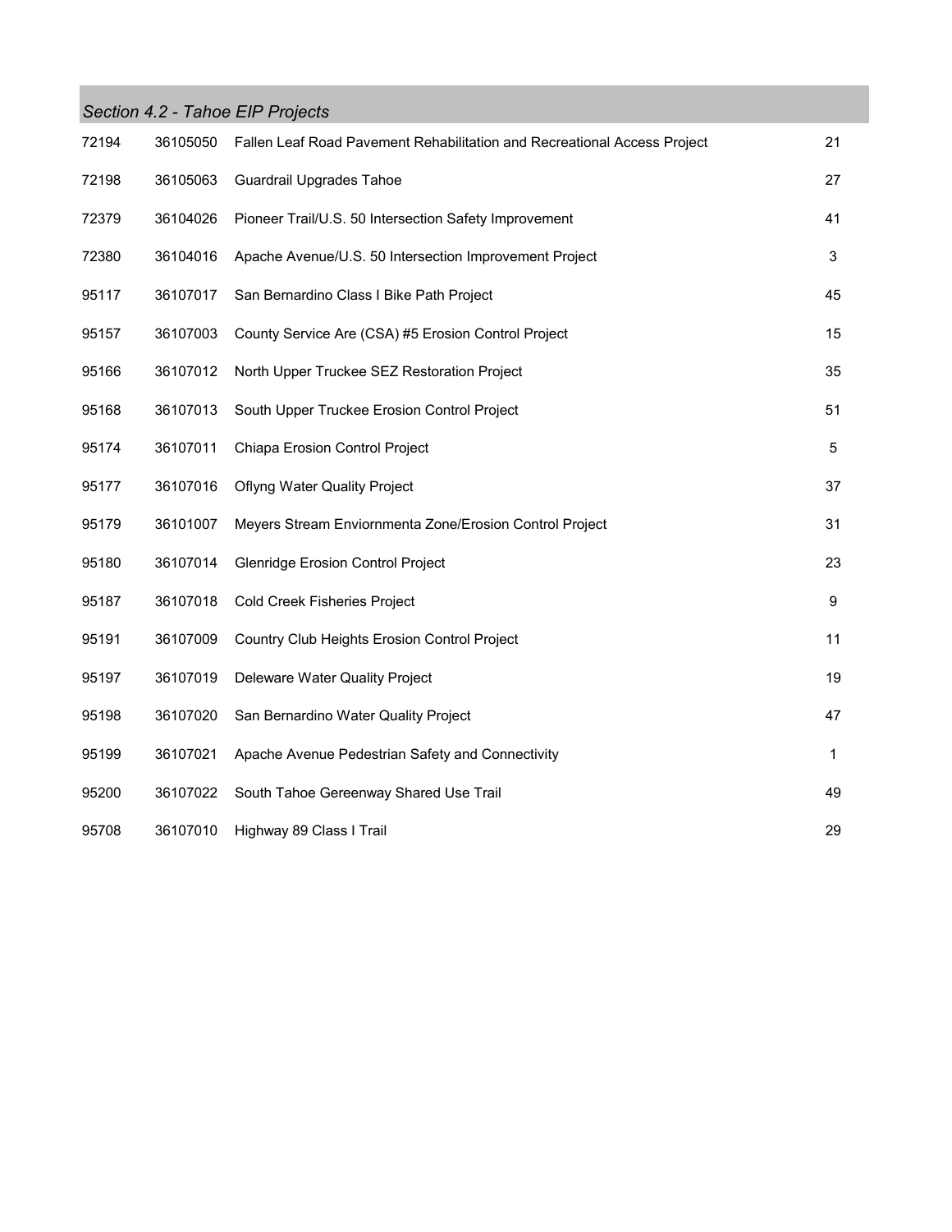## *Section 4.2 - Tahoe EIP Projects*

| | | | |
|---|---|---|---|
| 72194 | 36105050 | Fallen Leaf Road Pavement Rehabilitation and Recreational Access Project | 21 |
| 72198 | 36105063 | Guardrail Upgrades Tahoe | 27 |
| 72379 | 36104026 | Pioneer Trail/U.S. 50 Intersection Safety Improvement | 41 |
| 72380 | 36104016 | Apache Avenue/U.S. 50 Intersection Improvement Project | 3 |
| 95117 | 36107017 | San Bernardino Class I Bike Path Project | 45 |
| 95157 | 36107003 | County Service Are (CSA) #5 Erosion Control Project | 15 |
| 95166 | 36107012 | North Upper Truckee SEZ Restoration Project | 35 |
| 95168 | 36107013 | South Upper Truckee Erosion Control Project | 51 |
| 95174 | 36107011 | Chiapa Erosion Control Project | 5 |
| 95177 | 36107016 | Oflyng Water Quality Project | 37 |
| 95179 | 36101007 | Meyers Stream Enviornmenta Zone/Erosion Control Project | 31 |
| 95180 | 36107014 | Glenridge Erosion Control Project | 23 |
| 95187 | 36107018 | Cold Creek Fisheries Project | 9 |
| 95191 | 36107009 | Country Club Heights Erosion Control Project | 11 |
| 95197 | 36107019 | Deleware Water Quality Project | 19 |
| 95198 | 36107020 | San Bernardino Water Quality Project | 47 |
| 95199 | 36107021 | Apache Avenue Pedestrian Safety and Connectivity | 1 |
| 95200 | 36107022 | South Tahoe Gereenway Shared Use Trail | 49 |
| 95708 | 36107010 | Highway 89 Class I Trail | 29 |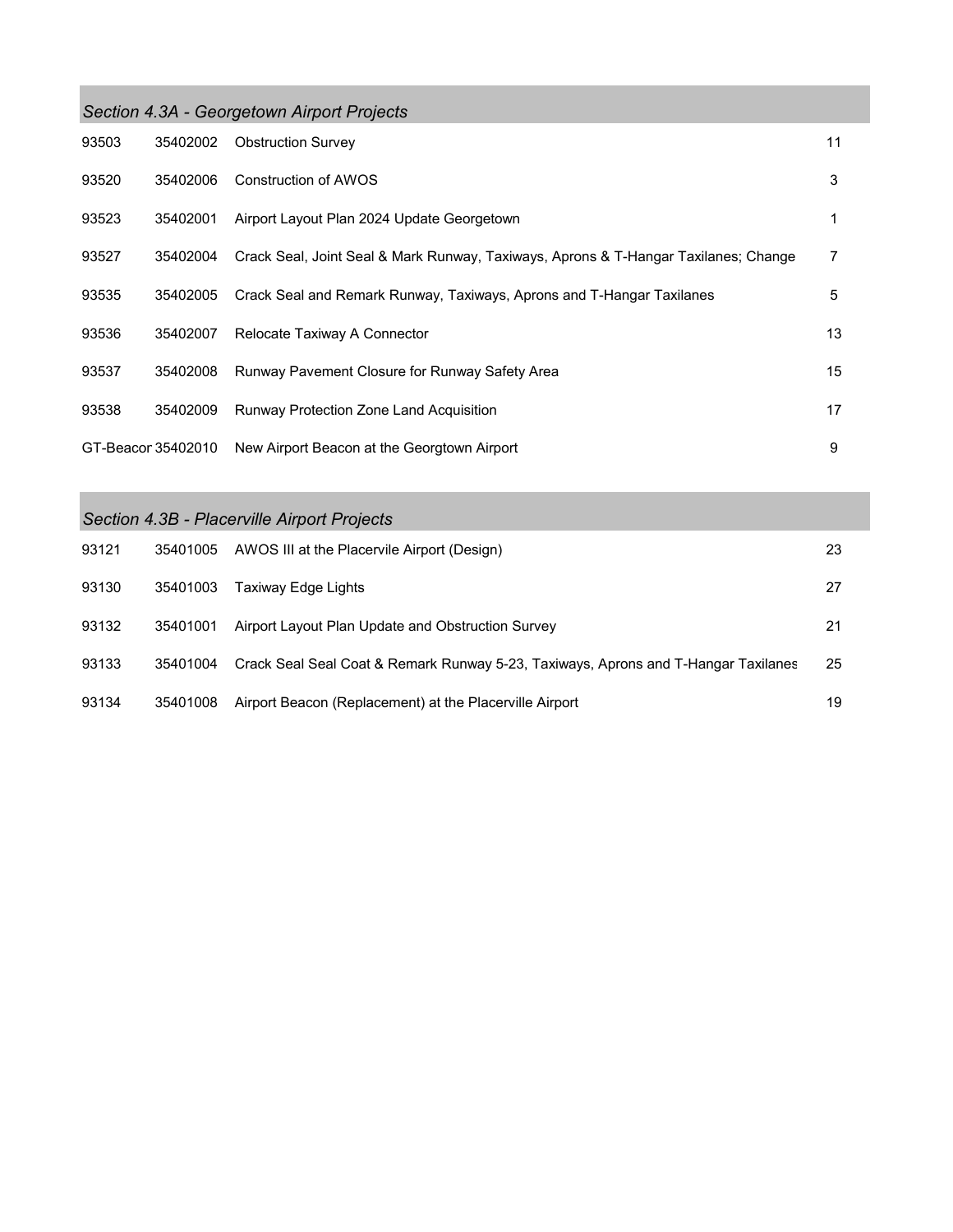## *Section 4.3A - Georgetown Airport Projects*

| | | | |
|---|---|---|---|
| 93503 | 35402002 | Obstruction Survey | 11 |
| 93520 | 35402006 | Construction of AWOS | 3 |
| 93523 | 35402001 | Airport Layout Plan 2024 Update Georgetown | 1 |
| 93527 | 35402004 | Crack Seal, Joint Seal & Mark Runway, Taxiways, Aprons & T-Hangar Taxilanes; Change | 7 |
| 93535 | 35402005 | Crack Seal and Remark Runway, Taxiways, Aprons and T-Hangar Taxilanes | 5 |
| 93536 | 35402007 | Relocate Taxiway A Connector | 13 |
| 93537 | 35402008 | Runway Pavement Closure for Runway Safety Area | 15 |
| 93538 | 35402009 | Runway Protection Zone Land Acquisition | 17 |
| GT-Beacor | 35402010 | New Airport Beacon at the Georgtown Airport | 9 |

## *Section 4.3B - Placerville Airport Projects*

| | | | |
|---|---|---|---|
| 93121 | 35401005 | AWOS III at the Placervile Airport (Design) | 23 |
| 93130 | 35401003 | Taxiway Edge Lights | 27 |
| 93132 | 35401001 | Airport Layout Plan Update and Obstruction Survey | 21 |
| 93133 | 35401004 | Crack Seal Seal Coat & Remark Runway 5-23, Taxiways, Aprons and T-Hangar Taxilanes | 25 |
| 93134 | 35401008 | Airport Beacon (Replacement) at the Placerville Airport | 19 |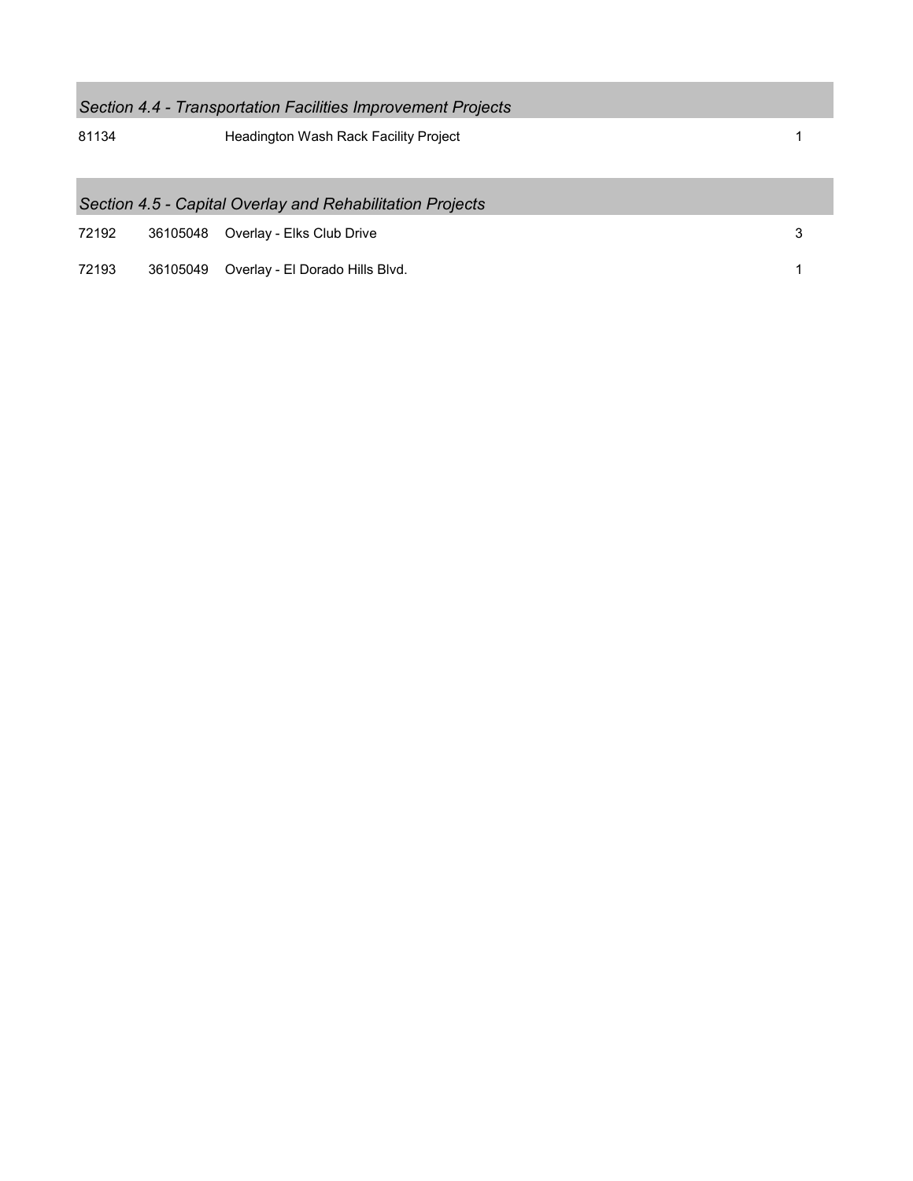### *Section 4.4 - Transportation Facilities Improvement Projects*

| | | | |
|---|---|---|---|
| 81134 | | Headington Wash Rack Facility Project | 1 |

### *Section 4.5 - Capital Overlay and Rehabilitation Projects*

| | | | |
|---|---|---|---|
| 72192 | 36105048 | Overlay - Elks Club Drive | 3 |
| 72193 | 36105049 | Overlay - El Dorado Hills Blvd. | 1 |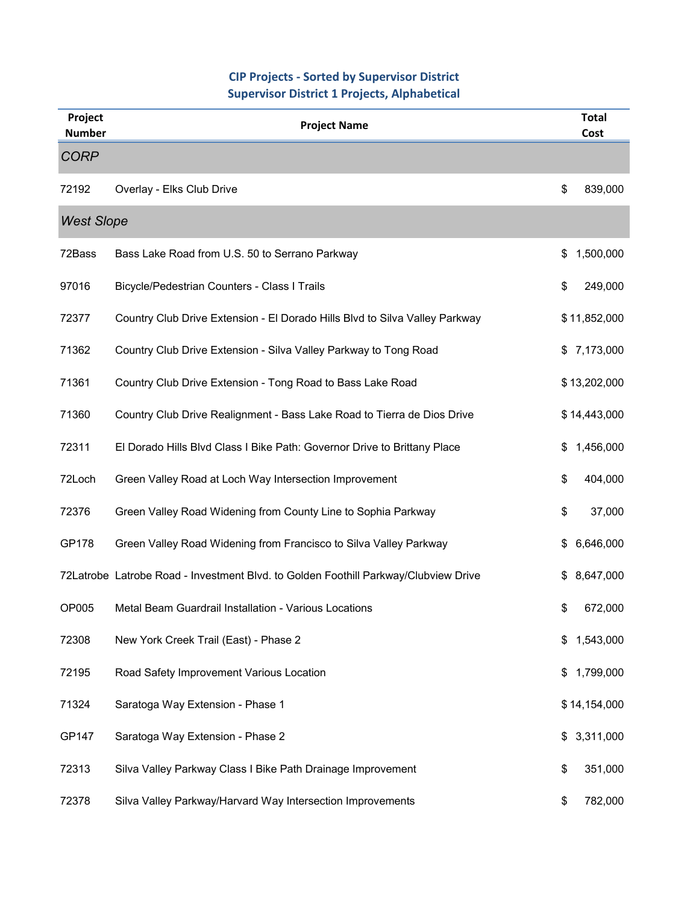## CIP Projects - Sorted by Supervisor District
### Supervisor District 1 Projects, Alphabetical

| Project Number | Project Name | Total Cost |
|---|---|---|
| *CORP* | | |
| 72192 | Overlay - Elks Club Drive | $ 839,000 |
| *West Slope* | | |
| 72Bass | Bass Lake Road from U.S. 50 to Serrano Parkway | $ 1,500,000 |
| 97016 | Bicycle/Pedestrian Counters - Class I Trails | $ 249,000 |
| 72377 | Country Club Drive Extension - El Dorado Hills Blvd to Silva Valley Parkway | $ 11,852,000 |
| 71362 | Country Club Drive Extension - Silva Valley Parkway to Tong Road | $ 7,173,000 |
| 71361 | Country Club Drive Extension - Tong Road to Bass Lake Road | $ 13,202,000 |
| 71360 | Country Club Drive Realignment - Bass Lake Road to Tierra de Dios Drive | $ 14,443,000 |
| 72311 | El Dorado Hills Blvd Class I Bike Path: Governor Drive to Brittany Place | $ 1,456,000 |
| 72Loch | Green Valley Road at Loch Way Intersection Improvement | $ 404,000 |
| 72376 | Green Valley Road Widening from County Line to Sophia Parkway | $ 37,000 |
| GP178 | Green Valley Road Widening from Francisco to Silva Valley Parkway | $ 6,646,000 |
| 72Latrobe | Latrobe Road - Investment Blvd. to Golden Foothill Parkway/Clubview Drive | $ 8,647,000 |
| OP005 | Metal Beam Guardrail Installation - Various Locations | $ 672,000 |
| 72308 | New York Creek Trail (East) - Phase 2 | $ 1,543,000 |
| 72195 | Road Safety Improvement Various Location | $ 1,799,000 |
| 71324 | Saratoga Way Extension - Phase 1 | $ 14,154,000 |
| GP147 | Saratoga Way Extension - Phase 2 | $ 3,311,000 |
| 72313 | Silva Valley Parkway Class I Bike Path Drainage Improvement | $ 351,000 |
| 72378 | Silva Valley Parkway/Harvard Way Intersection Improvements | $ 782,000 |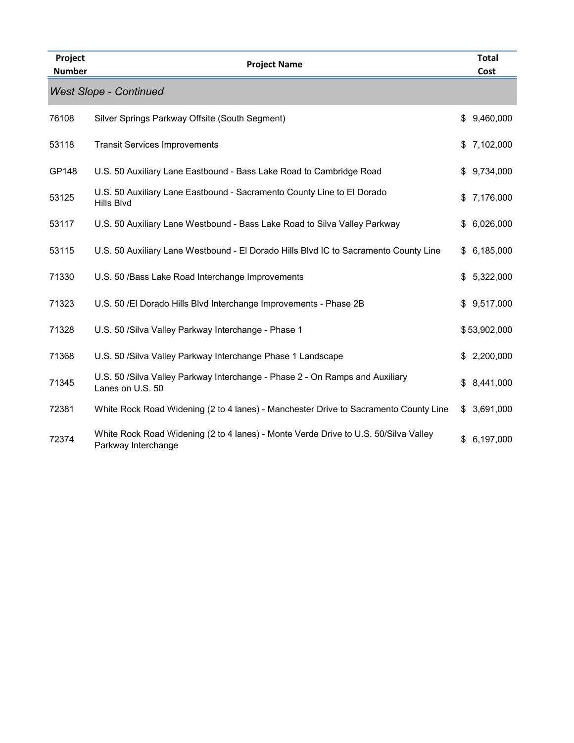| Project Number | Project Name | Total Cost |
| --- | --- | --- |
| *West Slope - Continued* | | |
| 76108 | Silver Springs Parkway Offsite (South Segment) | $ 9,460,000 |
| 53118 | Transit Services Improvements | $ 7,102,000 |
| GP148 | U.S. 50 Auxiliary Lane Eastbound - Bass Lake Road to Cambridge Road | $ 9,734,000 |
| 53125 | U.S. 50 Auxiliary Lane Eastbound - Sacramento County Line to El Dorado Hills Blvd | $ 7,176,000 |
| 53117 | U.S. 50 Auxiliary Lane Westbound - Bass Lake Road to Silva Valley Parkway | $ 6,026,000 |
| 53115 | U.S. 50 Auxiliary Lane Westbound - El Dorado Hills Blvd IC to Sacramento County Line | $ 6,185,000 |
| 71330 | U.S. 50 /Bass Lake Road Interchange Improvements | $ 5,322,000 |
| 71323 | U.S. 50 /El Dorado Hills Blvd Interchange Improvements - Phase 2B | $ 9,517,000 |
| 71328 | U.S. 50 /Silva Valley Parkway Interchange - Phase 1 | $ 53,902,000 |
| 71368 | U.S. 50 /Silva Valley Parkway Interchange Phase 1 Landscape | $ 2,200,000 |
| 71345 | U.S. 50 /Silva Valley Parkway Interchange - Phase 2 - On Ramps and Auxiliary Lanes on U.S. 50 | $ 8,441,000 |
| 72381 | White Rock Road Widening (2 to 4 lanes) - Manchester Drive to Sacramento County Line | $ 3,691,000 |
| 72374 | White Rock Road Widening (2 to 4 lanes) - Monte Verde Drive to U.S. 50/Silva Valley Parkway Interchange | $ 6,197,000 |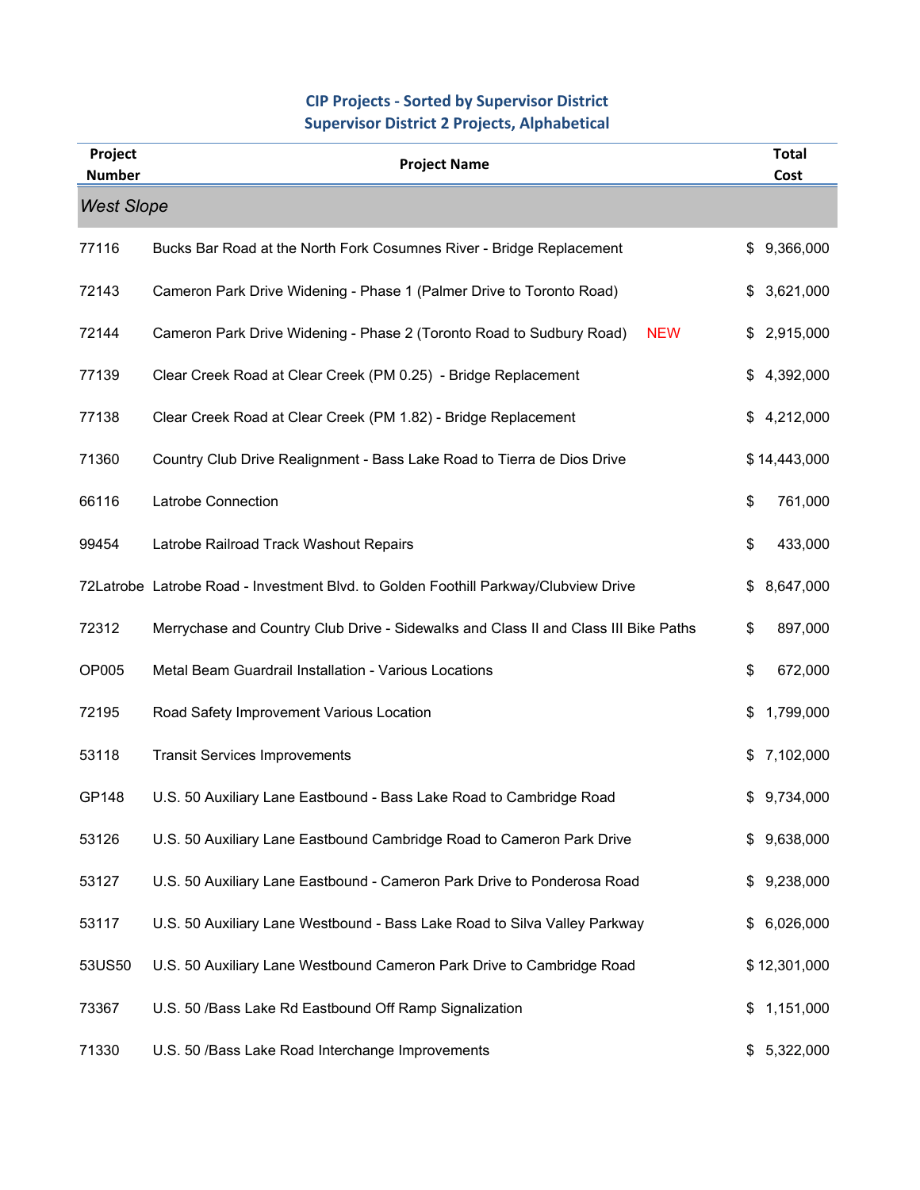## CIP Projects - Sorted by Supervisor District
## Supervisor District 2 Projects, Alphabetical

| Project Number | Project Name | | Total Cost |
|---|---|---|---|
| *West Slope* | | | |
| 77116 | Bucks Bar Road at the North Fork Cosumnes River - Bridge Replacement | | $ 9,366,000 |
| 72143 | Cameron Park Drive Widening - Phase 1 (Palmer Drive to Toronto Road) | | $ 3,621,000 |
| 72144 | Cameron Park Drive Widening - Phase 2 (Toronto Road to Sudbury Road) | NEW | $ 2,915,000 |
| 77139 | Clear Creek Road at Clear Creek (PM 0.25) - Bridge Replacement | | $ 4,392,000 |
| 77138 | Clear Creek Road at Clear Creek (PM 1.82) - Bridge Replacement | | $ 4,212,000 |
| 71360 | Country Club Drive Realignment - Bass Lake Road to Tierra de Dios Drive | | $ 14,443,000 |
| 66116 | Latrobe Connection | | $ 761,000 |
| 99454 | Latrobe Railroad Track Washout Repairs | | $ 433,000 |
| 72Latrobe | Latrobe Road - Investment Blvd. to Golden Foothill Parkway/Clubview Drive | | $ 8,647,000 |
| 72312 | Merrychase and Country Club Drive - Sidewalks and Class II and Class III Bike Paths | | $ 897,000 |
| OP005 | Metal Beam Guardrail Installation - Various Locations | | $ 672,000 |
| 72195 | Road Safety Improvement Various Location | | $ 1,799,000 |
| 53118 | Transit Services Improvements | | $ 7,102,000 |
| GP148 | U.S. 50 Auxiliary Lane Eastbound - Bass Lake Road to Cambridge Road | | $ 9,734,000 |
| 53126 | U.S. 50 Auxiliary Lane Eastbound Cambridge Road to Cameron Park Drive | | $ 9,638,000 |
| 53127 | U.S. 50 Auxiliary Lane Eastbound - Cameron Park Drive to Ponderosa Road | | $ 9,238,000 |
| 53117 | U.S. 50 Auxiliary Lane Westbound - Bass Lake Road to Silva Valley Parkway | | $ 6,026,000 |
| 53US50 | U.S. 50 Auxiliary Lane Westbound Cameron Park Drive to Cambridge Road | | $ 12,301,000 |
| 73367 | U.S. 50 /Bass Lake Rd Eastbound Off Ramp Signalization | | $ 1,151,000 |
| 71330 | U.S. 50 /Bass Lake Road Interchange Improvements | | $ 5,322,000 |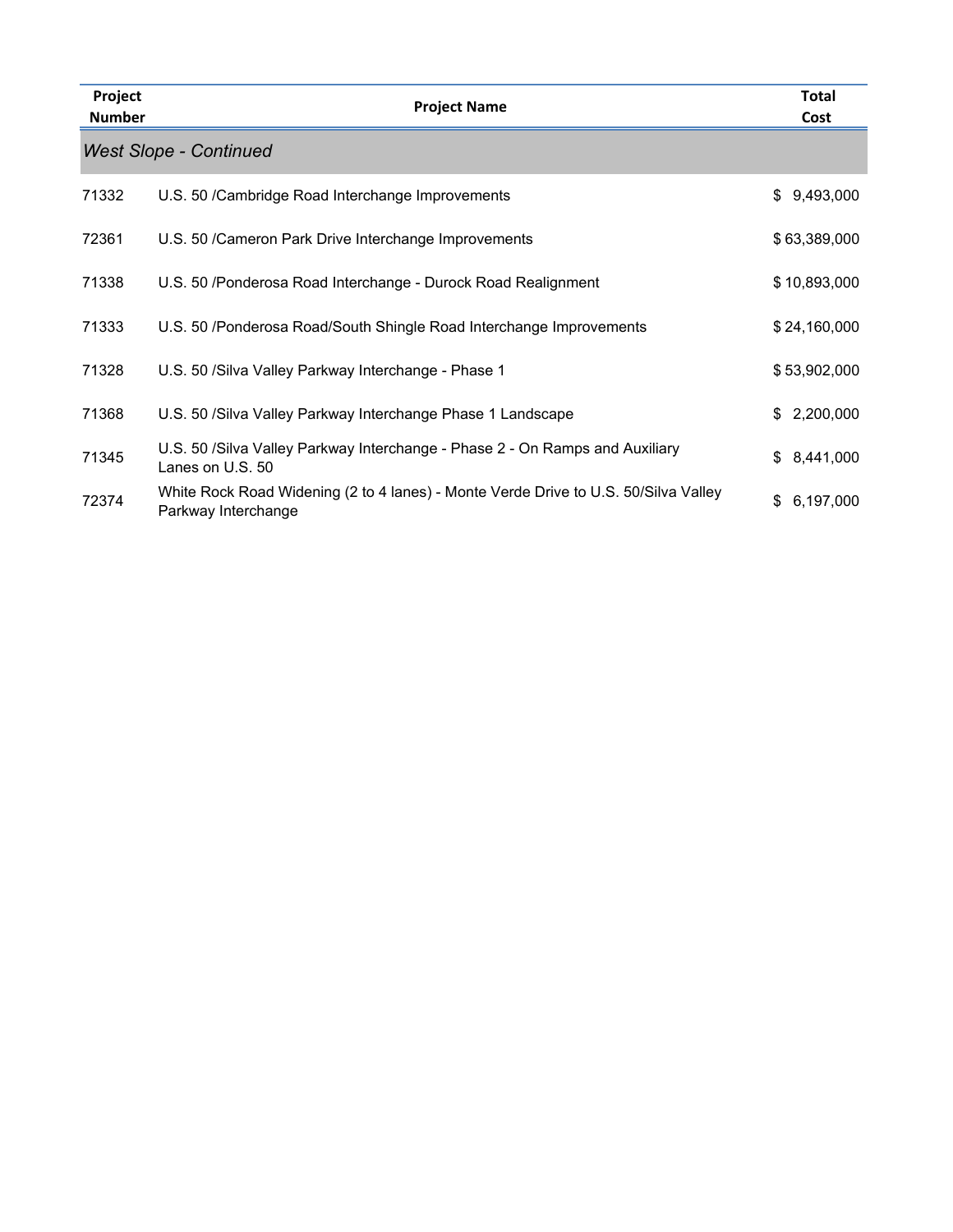| Project Number | Project Name | Total Cost |
|---|---|---|
| *West Slope - Continued* | | |
| 71332 | U.S. 50 /Cambridge Road Interchange Improvements | $ 9,493,000 |
| 72361 | U.S. 50 /Cameron Park Drive Interchange Improvements | $ 63,389,000 |
| 71338 | U.S. 50 /Ponderosa Road Interchange - Durock Road Realignment | $ 10,893,000 |
| 71333 | U.S. 50 /Ponderosa Road/South Shingle Road Interchange Improvements | $ 24,160,000 |
| 71328 | U.S. 50 /Silva Valley Parkway Interchange - Phase 1 | $ 53,902,000 |
| 71368 | U.S. 50 /Silva Valley Parkway Interchange Phase 1 Landscape | $ 2,200,000 |
| 71345 | U.S. 50 /Silva Valley Parkway Interchange - Phase 2 - On Ramps and Auxiliary Lanes on U.S. 50 | $ 8,441,000 |
| 72374 | White Rock Road Widening (2 to 4 lanes) - Monte Verde Drive to U.S. 50/Silva Valley Parkway Interchange | $ 6,197,000 |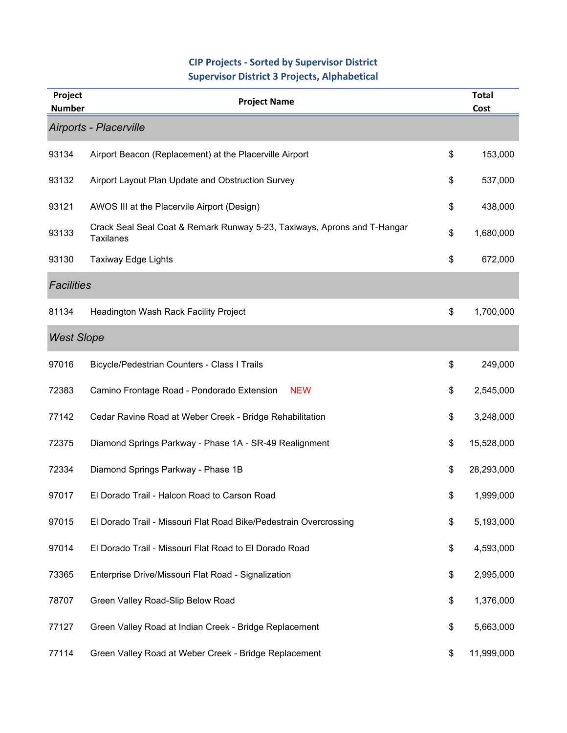## CIP Projects - Sorted by Supervisor District
### Supervisor District 3 Projects, Alphabetical

| Project Number | Project Name | | Total Cost |
|---|---|---|---|
| *Airports - Placerville* | | | |
| 93134 | Airport Beacon (Replacement) at the Placerville Airport | $ | 153,000 |
| 93132 | Airport Layout Plan Update and Obstruction Survey | $ | 537,000 |
| 93121 | AWOS III at the Placervile Airport (Design) | $ | 438,000 |
| 93133 | Crack Seal Seal Coat & Remark Runway 5-23, Taxiways, Aprons and T-Hangar Taxilanes | $ | 1,680,000 |
| 93130 | Taxiway Edge Lights | $ | 672,000 |
| *Facilities* | | | |
| 81134 | Headington Wash Rack Facility Project | $ | 1,700,000 |
| *West Slope* | | | |
| 97016 | Bicycle/Pedestrian Counters - Class I Trails | $ | 249,000 |
| 72383 | Camino Frontage Road - Pondorado Extension NEW | $ | 2,545,000 |
| 77142 | Cedar Ravine Road at Weber Creek - Bridge Rehabilitation | $ | 3,248,000 |
| 72375 | Diamond Springs Parkway - Phase 1A - SR-49 Realignment | $ | 15,528,000 |
| 72334 | Diamond Springs Parkway - Phase 1B | $ | 28,293,000 |
| 97017 | El Dorado Trail - Halcon Road to Carson Road | $ | 1,999,000 |
| 97015 | El Dorado Trail - Missouri Flat Road Bike/Pedestrain Overcrossing | $ | 5,193,000 |
| 97014 | El Dorado Trail - Missouri Flat Road to El Dorado Road | $ | 4,593,000 |
| 73365 | Enterprise Drive/Missouri Flat Road - Signalization | $ | 2,995,000 |
| 78707 | Green Valley Road-Slip Below Road | $ | 1,376,000 |
| 77127 | Green Valley Road at Indian Creek - Bridge Replacement | $ | 5,663,000 |
| 77114 | Green Valley Road at Weber Creek - Bridge Replacement | $ | 11,999,000 |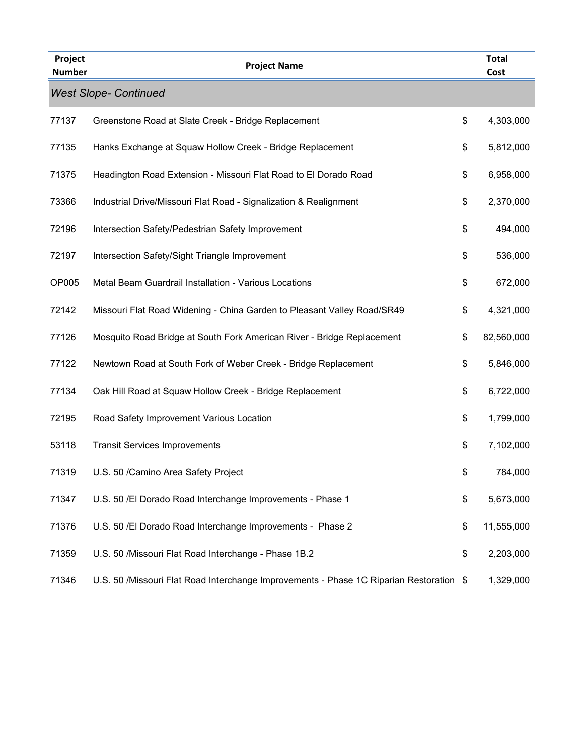| Project Number | Project Name | Total Cost |
|---|---|---|
| *West Slope- Continued* | | |
| 77137 | Greenstone Road at Slate Creek - Bridge Replacement | $ 4,303,000 |
| 77135 | Hanks Exchange at Squaw Hollow Creek - Bridge Replacement | $ 5,812,000 |
| 71375 | Headington Road Extension - Missouri Flat Road to El Dorado Road | $ 6,958,000 |
| 73366 | Industrial Drive/Missouri Flat Road - Signalization & Realignment | $ 2,370,000 |
| 72196 | Intersection Safety/Pedestrian Safety Improvement | $ 494,000 |
| 72197 | Intersection Safety/Sight Triangle Improvement | $ 536,000 |
| OP005 | Metal Beam Guardrail Installation - Various Locations | $ 672,000 |
| 72142 | Missouri Flat Road Widening - China Garden to Pleasant Valley Road/SR49 | $ 4,321,000 |
| 77126 | Mosquito Road Bridge at South Fork American River - Bridge Replacement | $ 82,560,000 |
| 77122 | Newtown Road at South Fork of Weber Creek - Bridge Replacement | $ 5,846,000 |
| 77134 | Oak Hill Road at Squaw Hollow Creek - Bridge Replacement | $ 6,722,000 |
| 72195 | Road Safety Improvement Various Location | $ 1,799,000 |
| 53118 | Transit Services Improvements | $ 7,102,000 |
| 71319 | U.S. 50 /Camino Area Safety Project | $ 784,000 |
| 71347 | U.S. 50 /El Dorado Road Interchange Improvements - Phase 1 | $ 5,673,000 |
| 71376 | U.S. 50 /El Dorado Road Interchange Improvements - Phase 2 | $ 11,555,000 |
| 71359 | U.S. 50 /Missouri Flat Road Interchange - Phase 1B.2 | $ 2,203,000 |
| 71346 | U.S. 50 /Missouri Flat Road Interchange Improvements - Phase 1C Riparian Restoration | $ 1,329,000 |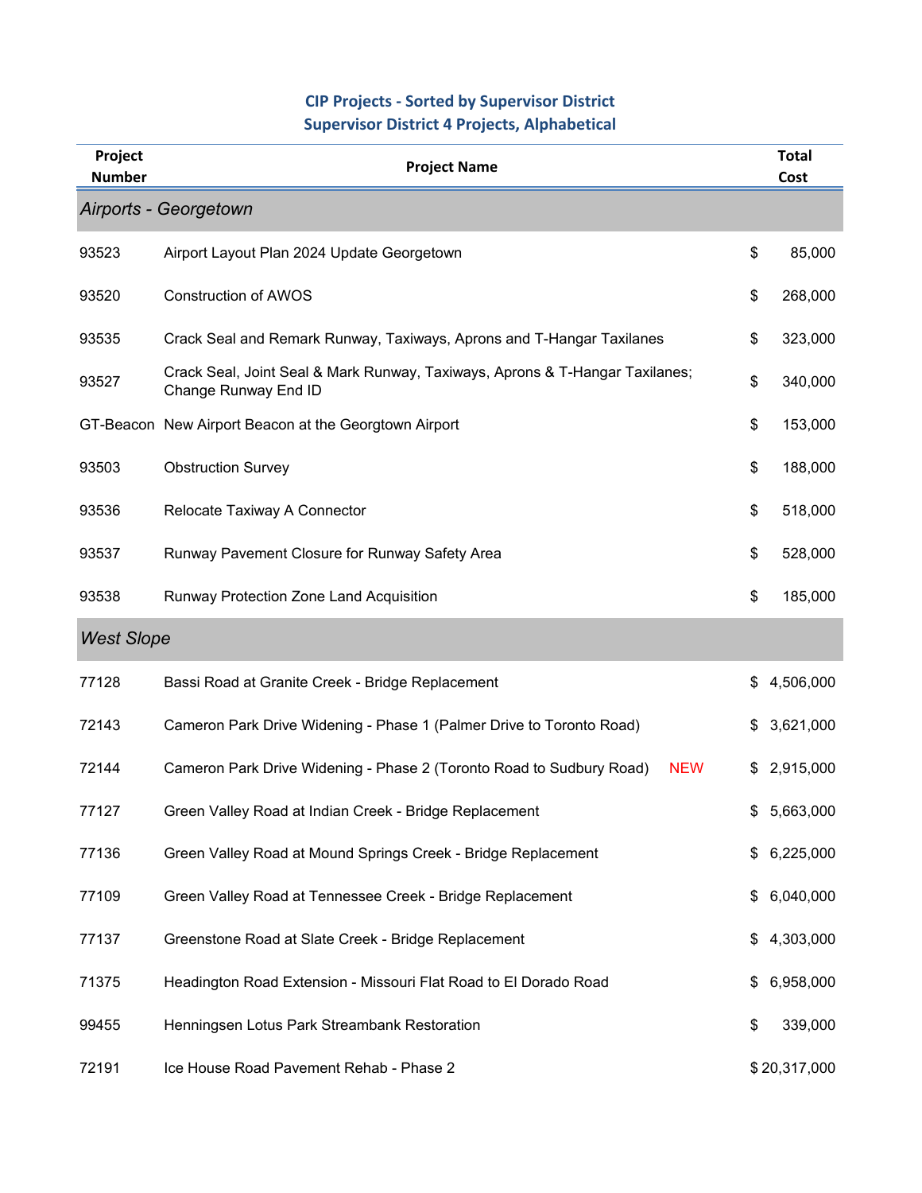## CIP Projects - Sorted by Supervisor District
### Supervisor District 4 Projects, Alphabetical

| Project Number | Project Name | | Total Cost |
|---|---|---|---|
| ***Airports - Georgetown*** | | | |
| 93523 | Airport Layout Plan 2024 Update Georgetown | | $ 85,000 |
| 93520 | Construction of AWOS | | $ 268,000 |
| 93535 | Crack Seal and Remark Runway, Taxiways, Aprons and T-Hangar Taxilanes | | $ 323,000 |
| 93527 | Crack Seal, Joint Seal & Mark Runway, Taxiways, Aprons & T-Hangar Taxilanes; Change Runway End ID | | $ 340,000 |
| GT-Beacon | New Airport Beacon at the Georgtown Airport | | $ 153,000 |
| 93503 | Obstruction Survey | | $ 188,000 |
| 93536 | Relocate Taxiway A Connector | | $ 518,000 |
| 93537 | Runway Pavement Closure for Runway Safety Area | | $ 528,000 |
| 93538 | Runway Protection Zone Land Acquisition | | $ 185,000 |
| ***West Slope*** | | | |
| 77128 | Bassi Road at Granite Creek - Bridge Replacement | | $ 4,506,000 |
| 72143 | Cameron Park Drive Widening - Phase 1 (Palmer Drive to Toronto Road) | | $ 3,621,000 |
| 72144 | Cameron Park Drive Widening - Phase 2 (Toronto Road to Sudbury Road) | NEW | $ 2,915,000 |
| 77127 | Green Valley Road at Indian Creek - Bridge Replacement | | $ 5,663,000 |
| 77136 | Green Valley Road at Mound Springs Creek - Bridge Replacement | | $ 6,225,000 |
| 77109 | Green Valley Road at Tennessee Creek - Bridge Replacement | | $ 6,040,000 |
| 77137 | Greenstone Road at Slate Creek - Bridge Replacement | | $ 4,303,000 |
| 71375 | Headington Road Extension - Missouri Flat Road to El Dorado Road | | $ 6,958,000 |
| 99455 | Henningsen Lotus Park Streambank Restoration | | $ 339,000 |
| 72191 | Ice House Road Pavement Rehab - Phase 2 | | $ 20,317,000 |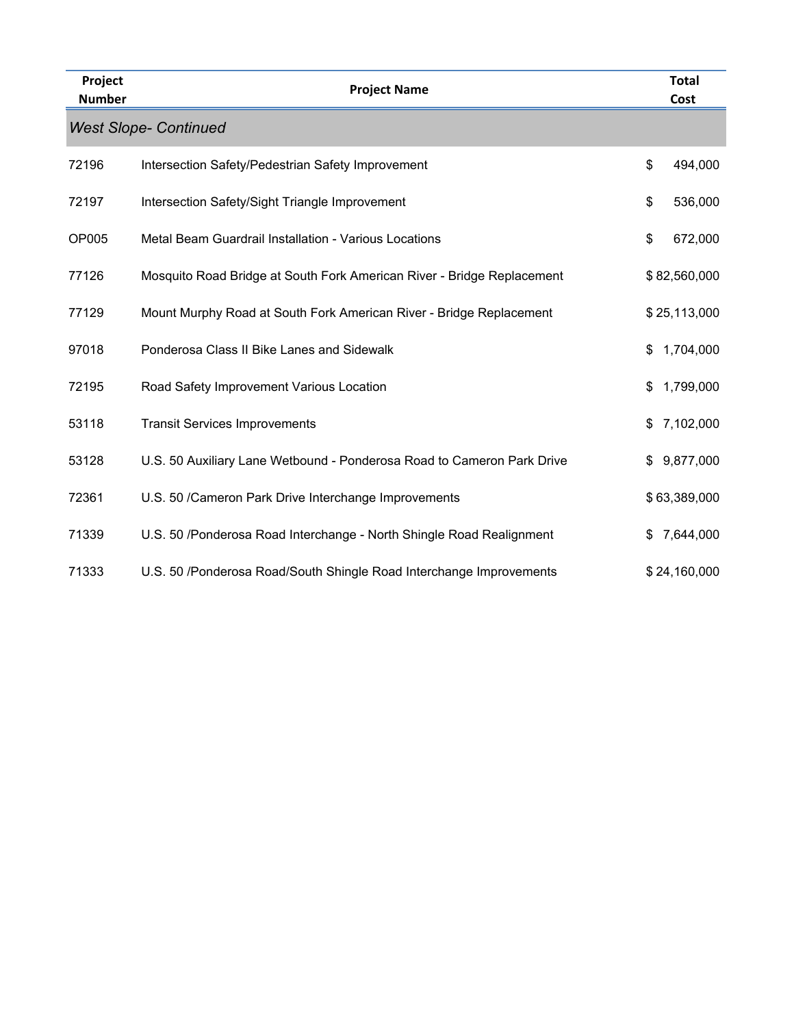| Project Number | Project Name | Total Cost |
|---|---|---|
| *West Slope- Continued* | | |
| 72196 | Intersection Safety/Pedestrian Safety Improvement | $ 494,000 |
| 72197 | Intersection Safety/Sight Triangle Improvement | $ 536,000 |
| OP005 | Metal Beam Guardrail Installation - Various Locations | $ 672,000 |
| 77126 | Mosquito Road Bridge at South Fork American River - Bridge Replacement | $ 82,560,000 |
| 77129 | Mount Murphy Road at South Fork American River - Bridge Replacement | $ 25,113,000 |
| 97018 | Ponderosa Class II Bike Lanes and Sidewalk | $ 1,704,000 |
| 72195 | Road Safety Improvement Various Location | $ 1,799,000 |
| 53118 | Transit Services Improvements | $ 7,102,000 |
| 53128 | U.S. 50 Auxiliary Lane Wetbound - Ponderosa Road to Cameron Park Drive | $ 9,877,000 |
| 72361 | U.S. 50 /Cameron Park Drive Interchange Improvements | $ 63,389,000 |
| 71339 | U.S. 50 /Ponderosa Road Interchange - North Shingle Road Realignment | $ 7,644,000 |
| 71333 | U.S. 50 /Ponderosa Road/South Shingle Road Interchange Improvements | $ 24,160,000 |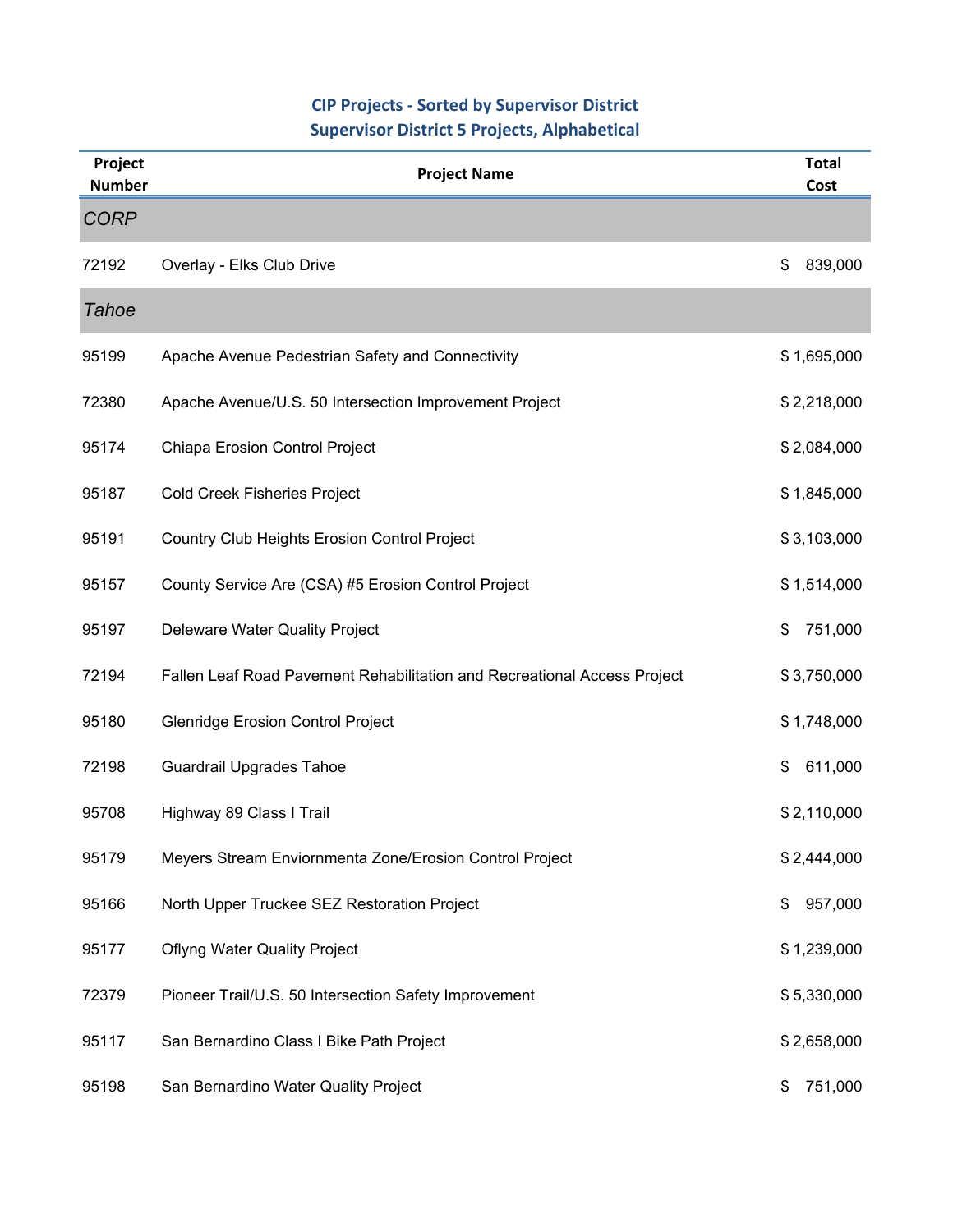## CIP Projects - Sorted by Supervisor District
## Supervisor District 5 Projects, Alphabetical

| Project Number | Project Name | Total Cost |
|---|---|---|
| *CORP* | | |
| 72192 | Overlay - Elks Club Drive | $ 839,000 |
| *Tahoe* | | |
| 95199 | Apache Avenue Pedestrian Safety and Connectivity | $ 1,695,000 |
| 72380 | Apache Avenue/U.S. 50 Intersection Improvement Project | $ 2,218,000 |
| 95174 | Chiapa Erosion Control Project | $ 2,084,000 |
| 95187 | Cold Creek Fisheries Project | $ 1,845,000 |
| 95191 | Country Club Heights Erosion Control Project | $ 3,103,000 |
| 95157 | County Service Are (CSA) #5 Erosion Control Project | $ 1,514,000 |
| 95197 | Deleware Water Quality Project | $ 751,000 |
| 72194 | Fallen Leaf Road Pavement Rehabilitation and Recreational Access Project | $ 3,750,000 |
| 95180 | Glenridge Erosion Control Project | $ 1,748,000 |
| 72198 | Guardrail Upgrades Tahoe | $ 611,000 |
| 95708 | Highway 89 Class I Trail | $ 2,110,000 |
| 95179 | Meyers Stream Enviornmenta Zone/Erosion Control Project | $ 2,444,000 |
| 95166 | North Upper Truckee SEZ Restoration Project | $ 957,000 |
| 95177 | Oflyng Water Quality Project | $ 1,239,000 |
| 72379 | Pioneer Trail/U.S. 50 Intersection Safety Improvement | $ 5,330,000 |
| 95117 | San Bernardino Class I Bike Path Project | $ 2,658,000 |
| 95198 | San Bernardino Water Quality Project | $ 751,000 |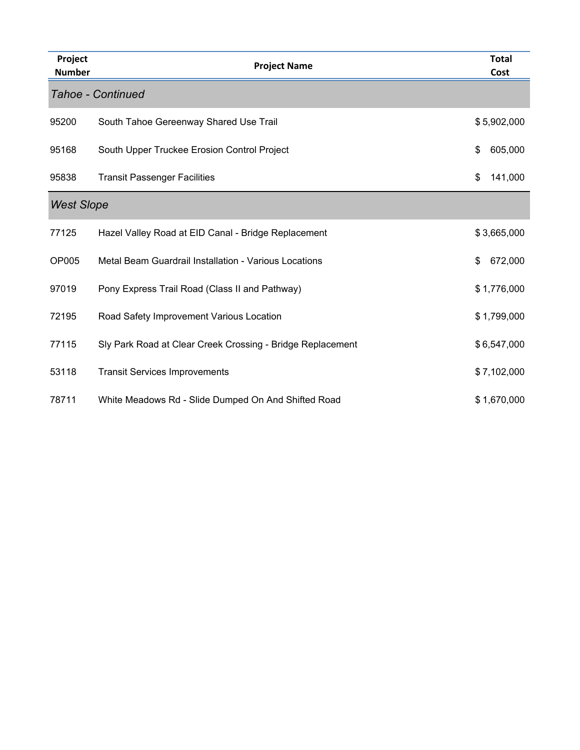| Project Number | Project Name | Total Cost |
|---|---|---|
| *Tahoe - Continued* | | |
| 95200 | South Tahoe Gereenway Shared Use Trail | $ 5,902,000 |
| 95168 | South Upper Truckee Erosion Control Project | $ 605,000 |
| 95838 | Transit Passenger Facilities | $ 141,000 |
| *West Slope* | | |
| 77125 | Hazel Valley Road at EID Canal - Bridge Replacement | $ 3,665,000 |
| OP005 | Metal Beam Guardrail Installation - Various Locations | $ 672,000 |
| 97019 | Pony Express Trail Road (Class II and Pathway) | $ 1,776,000 |
| 72195 | Road Safety Improvement Various Location | $ 1,799,000 |
| 77115 | Sly Park Road at Clear Creek Crossing - Bridge Replacement | $ 6,547,000 |
| 53118 | Transit Services Improvements | $ 7,102,000 |
| 78711 | White Meadows Rd - Slide Dumped On And Shifted Road | $ 1,670,000 |